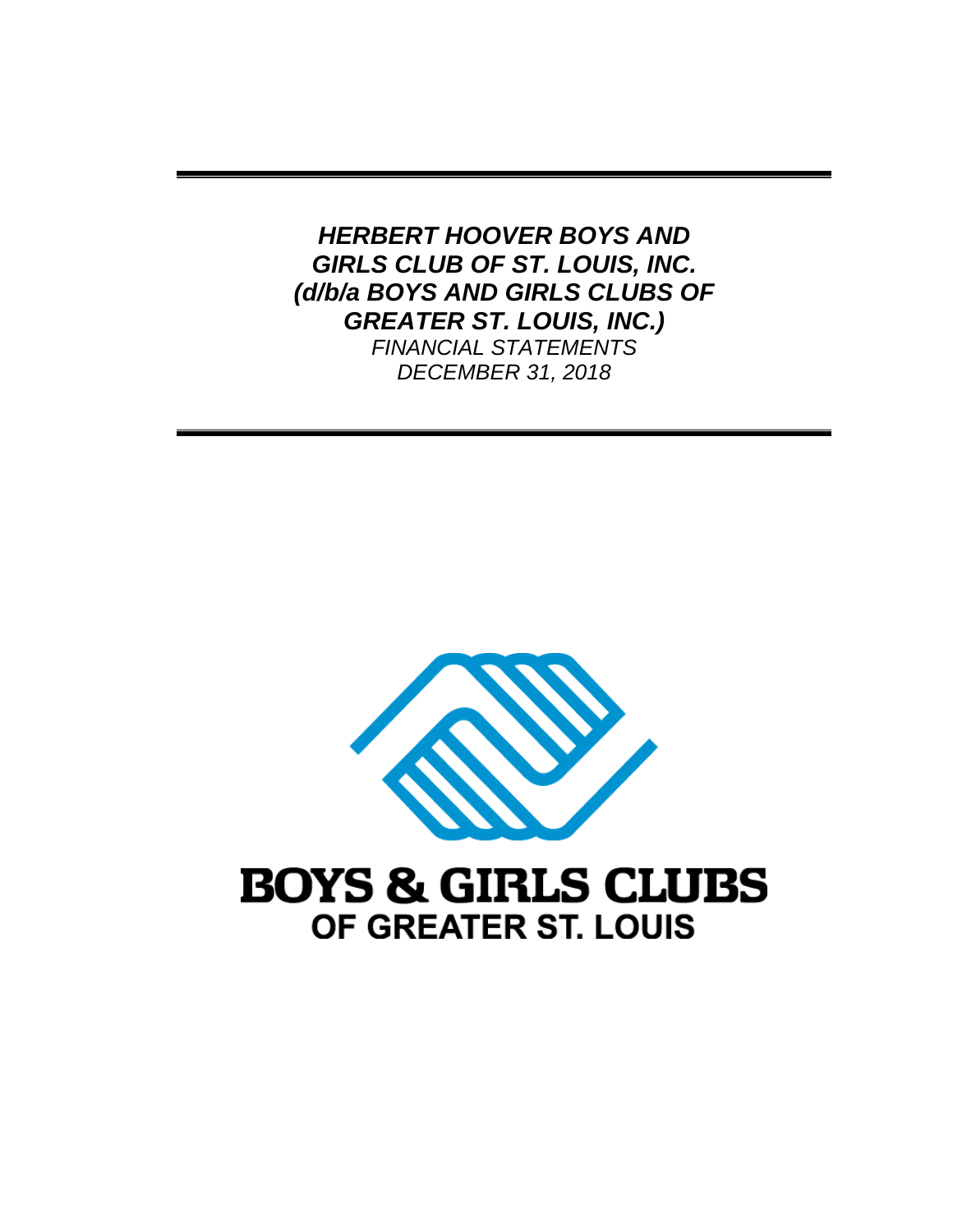***HERBERT HOOVER BOYS AND GIRLS CLUB OF ST. LOUIS, INC. (d/b/a BOYS AND GIRLS CLUBS OF GREATER ST. LOUIS, INC.)***

*FINANCIAL STATEMENTS*

*DECEMBER 31, 2018*

**BOYS & GIRLS CLUBS**

**OF GREATER ST. LOUIS**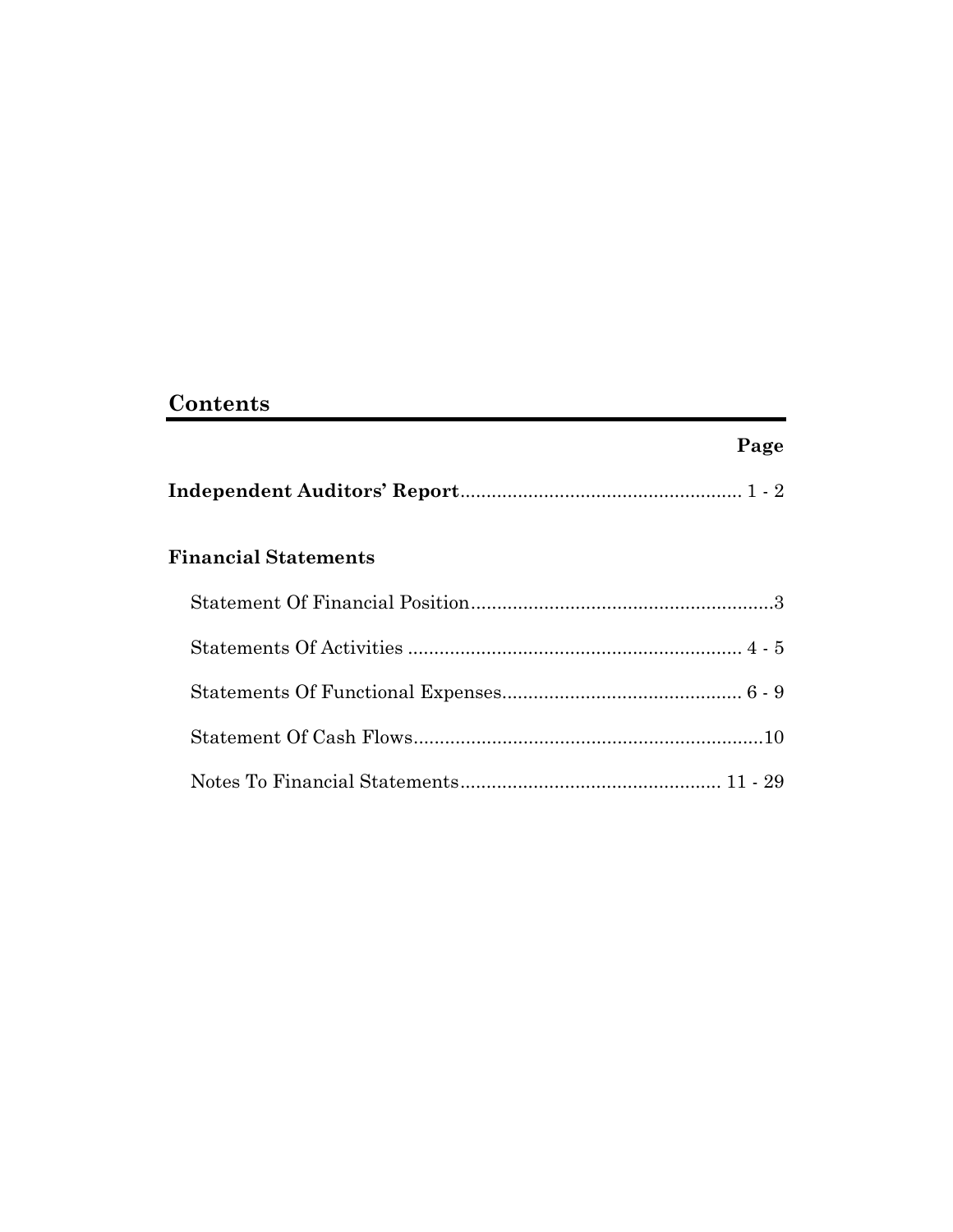## Contents

| | Page |
|---|---|
| **Independent Auditors' Report** | 1 - 2 |
| **Financial Statements** | |
| Statement Of Financial Position | 3 |
| Statements Of Activities | 4 - 5 |
| Statements Of Functional Expenses | 6 - 9 |
| Statement Of Cash Flows | 10 |
| Notes To Financial Statements | 11 - 29 |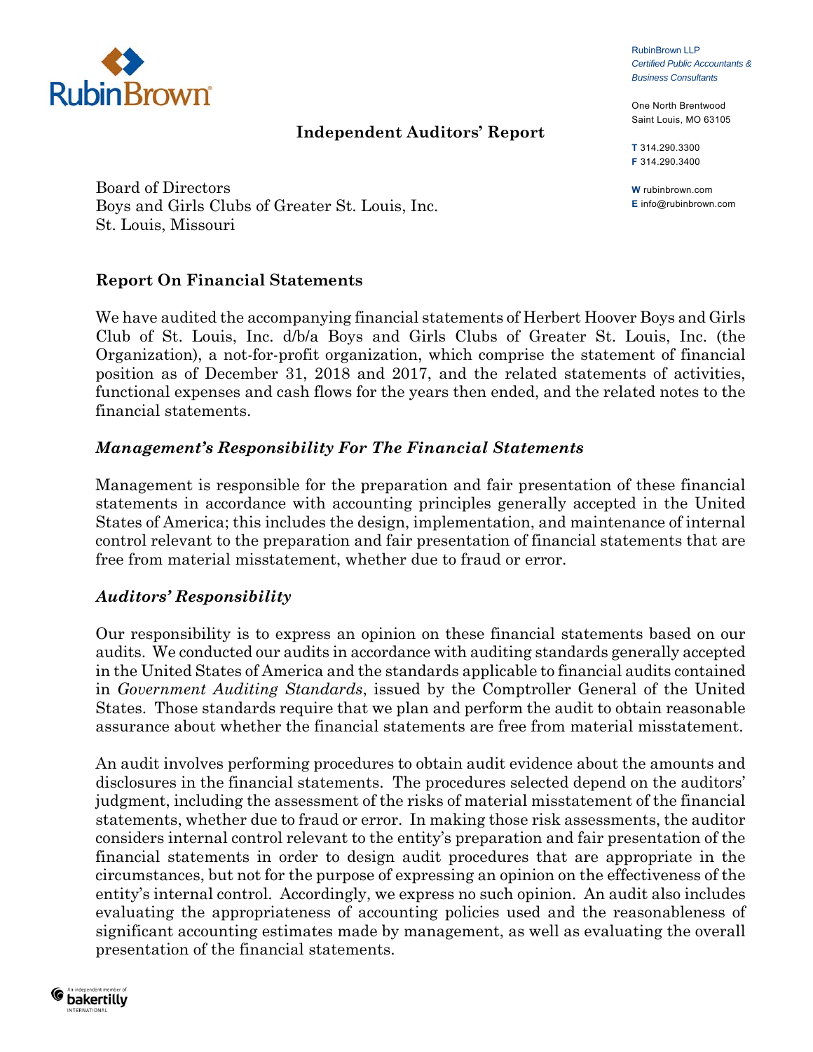RubinBrown LLP
*Certified Public Accountants & Business Consultants*

One North Brentwood
Saint Louis, MO 63105

**T** 314.290.3300
**F** 314.290.3400

**W** rubinbrown.com
**E** info@rubinbrown.com

# Independent Auditors' Report

Board of Directors
Boys and Girls Clubs of Greater St. Louis, Inc.
St. Louis, Missouri

## Report On Financial Statements

We have audited the accompanying financial statements of Herbert Hoover Boys and Girls Club of St. Louis, Inc. d/b/a Boys and Girls Clubs of Greater St. Louis, Inc. (the Organization), a not-for-profit organization, which comprise the statement of financial position as of December 31, 2018 and 2017, and the related statements of activities, functional expenses and cash flows for the years then ended, and the related notes to the financial statements.

### *Management's Responsibility For The Financial Statements*

Management is responsible for the preparation and fair presentation of these financial statements in accordance with accounting principles generally accepted in the United States of America; this includes the design, implementation, and maintenance of internal control relevant to the preparation and fair presentation of financial statements that are free from material misstatement, whether due to fraud or error.

### *Auditors' Responsibility*

Our responsibility is to express an opinion on these financial statements based on our audits. We conducted our audits in accordance with auditing standards generally accepted in the United States of America and the standards applicable to financial audits contained in *Government Auditing Standards*, issued by the Comptroller General of the United States. Those standards require that we plan and perform the audit to obtain reasonable assurance about whether the financial statements are free from material misstatement.

An audit involves performing procedures to obtain audit evidence about the amounts and disclosures in the financial statements. The procedures selected depend on the auditors' judgment, including the assessment of the risks of material misstatement of the financial statements, whether due to fraud or error. In making those risk assessments, the auditor considers internal control relevant to the entity's preparation and fair presentation of the financial statements in order to design audit procedures that are appropriate in the circumstances, but not for the purpose of expressing an opinion on the effectiveness of the entity's internal control. Accordingly, we express no such opinion. An audit also includes evaluating the appropriateness of accounting policies used and the reasonableness of significant accounting estimates made by management, as well as evaluating the overall presentation of the financial statements.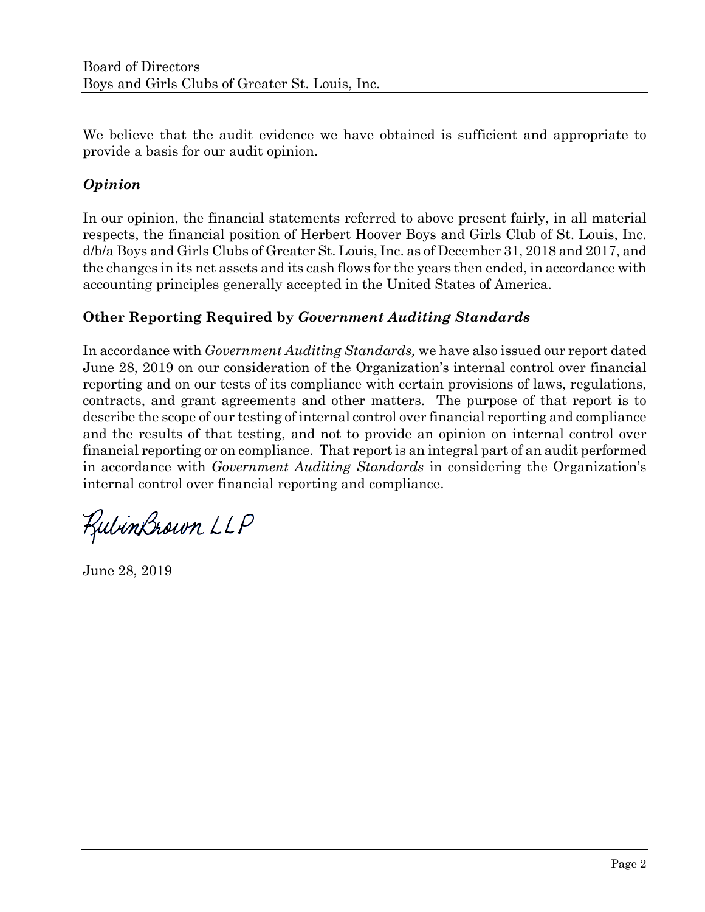Board of Directors
Boys and Girls Clubs of Greater St. Louis, Inc.

We believe that the audit evidence we have obtained is sufficient and appropriate to provide a basis for our audit opinion.

### *Opinion*

In our opinion, the financial statements referred to above present fairly, in all material respects, the financial position of Herbert Hoover Boys and Girls Club of St. Louis, Inc. d/b/a Boys and Girls Clubs of Greater St. Louis, Inc. as of December 31, 2018 and 2017, and the changes in its net assets and its cash flows for the years then ended, in accordance with accounting principles generally accepted in the United States of America.

## Other Reporting Required by *Government Auditing Standards*

In accordance with *Government Auditing Standards,* we have also issued our report dated June 28, 2019 on our consideration of the Organization's internal control over financial reporting and on our tests of its compliance with certain provisions of laws, regulations, contracts, and grant agreements and other matters. The purpose of that report is to describe the scope of our testing of internal control over financial reporting and compliance and the results of that testing, and not to provide an opinion on internal control over financial reporting or on compliance. That report is an integral part of an audit performed in accordance with *Government Auditing Standards* in considering the Organization's internal control over financial reporting and compliance.

RubinBrown LLP

June 28, 2019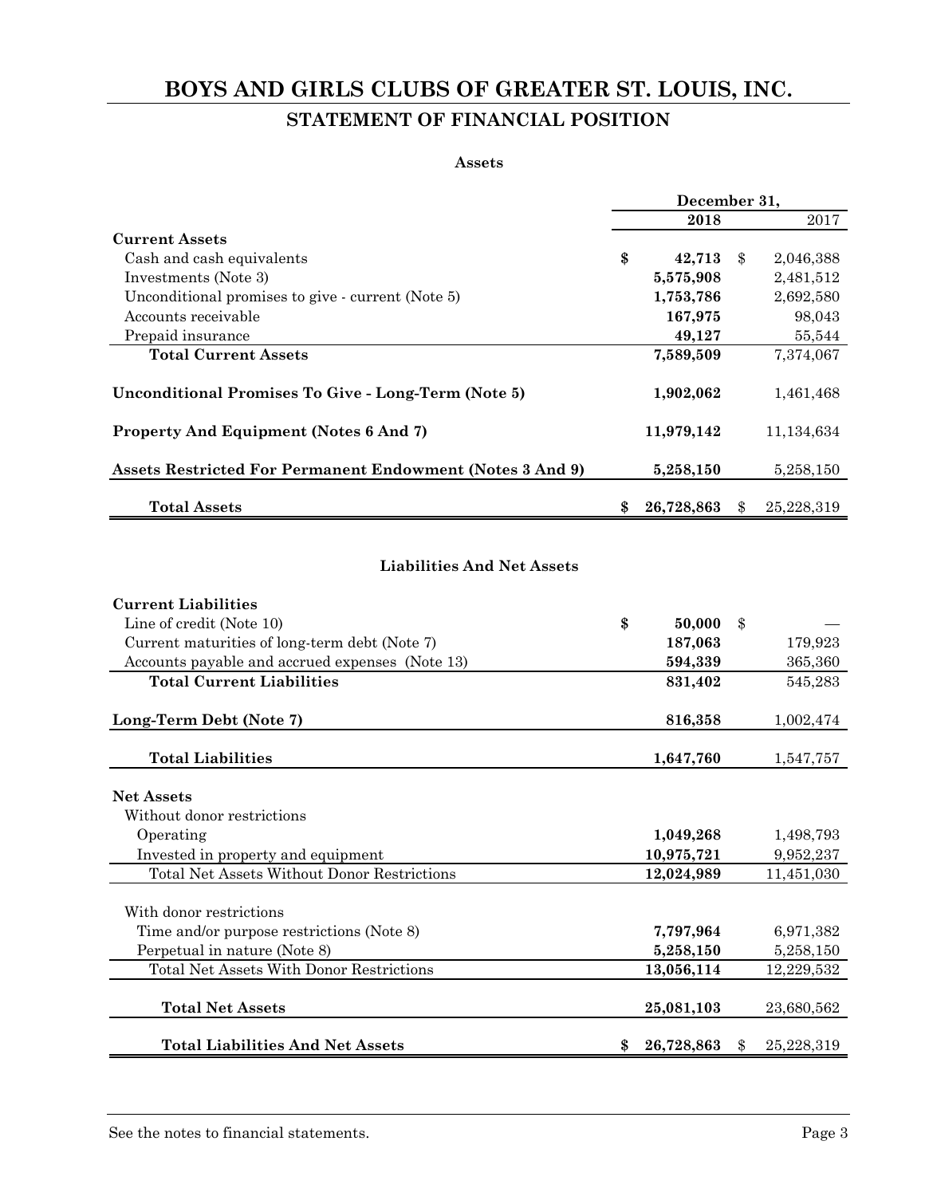# BOYS AND GIRLS CLUBS OF GREATER ST. LOUIS, INC.

## STATEMENT OF FINANCIAL POSITION

### Assets

| | December 31, | |
|---|---|---|
| | **2018** | 2017 |
| **Current Assets** | | |
| Cash and cash equivalents | **$ 42,713** | $ 2,046,388 |
| Investments (Note 3) | **5,575,908** | 2,481,512 |
| Unconditional promises to give - current (Note 5) | **1,753,786** | 2,692,580 |
| Accounts receivable | **167,975** | 98,043 |
| Prepaid insurance | **49,127** | 55,544 |
| **Total Current Assets** | **7,589,509** | 7,374,067 |
| **Unconditional Promises To Give - Long-Term (Note 5)** | **1,902,062** | 1,461,468 |
| **Property And Equipment (Notes 6 And 7)** | **11,979,142** | 11,134,634 |
| **Assets Restricted For Permanent Endowment (Notes 3 And 9)** | **5,258,150** | 5,258,150 |
| **Total Assets** | **$ 26,728,863** | $ 25,228,319 |

### Liabilities And Net Assets

| | 2018 | 2017 |
|---|---|---|
| **Current Liabilities** | | |
| Line of credit (Note 10) | **$ 50,000** | $ — |
| Current maturities of long-term debt (Note 7) | **187,063** | 179,923 |
| Accounts payable and accrued expenses (Note 13) | **594,339** | 365,360 |
| **Total Current Liabilities** | **831,402** | 545,283 |
| **Long-Term Debt (Note 7)** | **816,358** | 1,002,474 |
| **Total Liabilities** | **1,647,760** | 1,547,757 |
| **Net Assets** | | |
| Without donor restrictions | | |
| Operating | **1,049,268** | 1,498,793 |
| Invested in property and equipment | **10,975,721** | 9,952,237 |
| Total Net Assets Without Donor Restrictions | **12,024,989** | 11,451,030 |
| With donor restrictions | | |
| Time and/or purpose restrictions (Note 8) | **7,797,964** | 6,971,382 |
| Perpetual in nature (Note 8) | **5,258,150** | 5,258,150 |
| Total Net Assets With Donor Restrictions | **13,056,114** | 12,229,532 |
| **Total Net Assets** | **25,081,103** | 23,680,562 |
| **Total Liabilities And Net Assets** | **$ 26,728,863** | $ 25,228,319 |

See the notes to financial statements.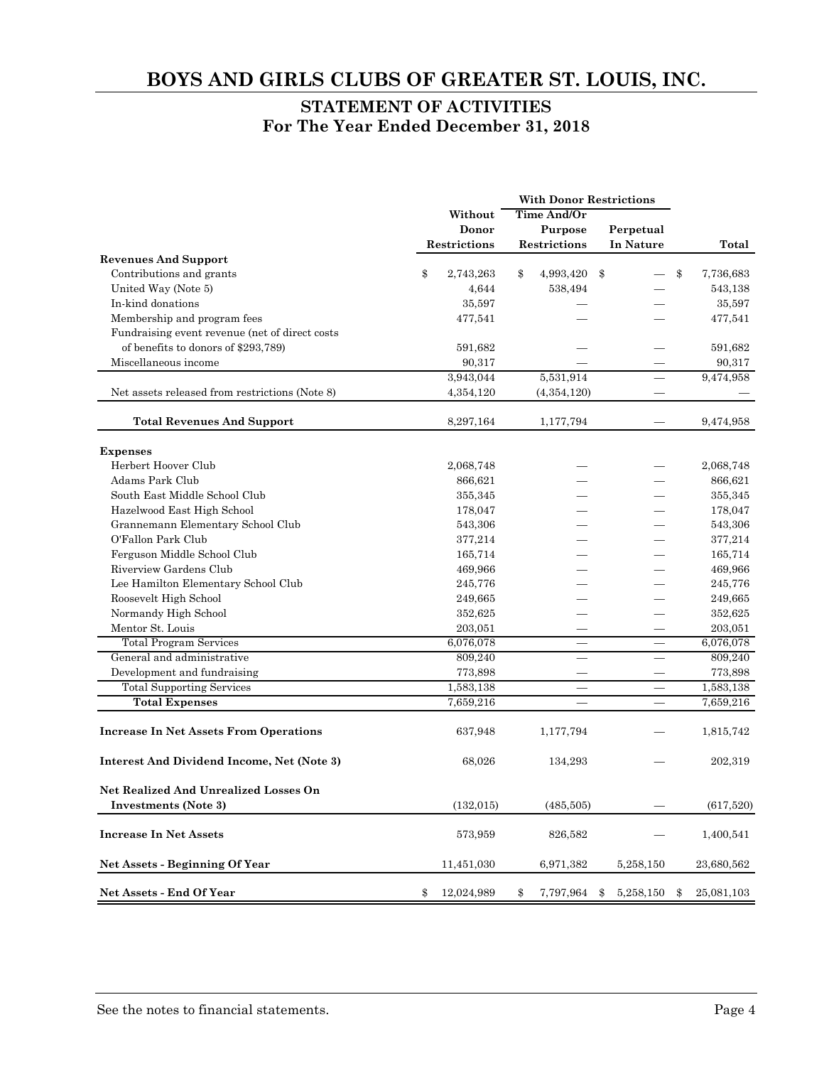# BOYS AND GIRLS CLUBS OF GREATER ST. LOUIS, INC.

## STATEMENT OF ACTIVITIES
## For The Year Ended December 31, 2018

| | Without Donor Restrictions | With Donor Restrictions | | Total |
|---|---|---|---|---|
| | | Time And/Or Purpose Restrictions | Perpetual In Nature | |
| **Revenues And Support** | | | | |
| Contributions and grants | $ 2,743,263 | $ 4,993,420 | $ — | $ 7,736,683 |
| United Way (Note 5) | 4,644 | 538,494 | — | 543,138 |
| In-kind donations | 35,597 | — | — | 35,597 |
| Membership and program fees | 477,541 | — | — | 477,541 |
| Fundraising event revenue (net of direct costs of benefits to donors of $293,789) | 591,682 | — | — | 591,682 |
| Miscellaneous income | 90,317 | — | — | 90,317 |
| | 3,943,044 | 5,531,914 | — | 9,474,958 |
| Net assets released from restrictions (Note 8) | 4,354,120 | (4,354,120) | — | — |
| **Total Revenues And Support** | 8,297,164 | 1,177,794 | — | 9,474,958 |
| **Expenses** | | | | |
| Herbert Hoover Club | 2,068,748 | — | — | 2,068,748 |
| Adams Park Club | 866,621 | — | — | 866,621 |
| South East Middle School Club | 355,345 | — | — | 355,345 |
| Hazelwood East High School | 178,047 | — | — | 178,047 |
| Grannemann Elementary School Club | 543,306 | — | — | 543,306 |
| O'Fallon Park Club | 377,214 | — | — | 377,214 |
| Ferguson Middle School Club | 165,714 | — | — | 165,714 |
| Riverview Gardens Club | 469,966 | — | — | 469,966 |
| Lee Hamilton Elementary School Club | 245,776 | — | — | 245,776 |
| Roosevelt High School | 249,665 | — | — | 249,665 |
| Normandy High School | 352,625 | — | — | 352,625 |
| Mentor St. Louis | 203,051 | — | — | 203,051 |
| Total Program Services | 6,076,078 | — | — | 6,076,078 |
| General and administrative | 809,240 | — | — | 809,240 |
| Development and fundraising | 773,898 | — | — | 773,898 |
| Total Supporting Services | 1,583,138 | — | — | 1,583,138 |
| **Total Expenses** | 7,659,216 | — | — | 7,659,216 |
| **Increase In Net Assets From Operations** | 637,948 | 1,177,794 | — | 1,815,742 |
| **Interest And Dividend Income, Net (Note 3)** | 68,026 | 134,293 | — | 202,319 |
| **Net Realized And Unrealized Losses On Investments (Note 3)** | (132,015) | (485,505) | — | (617,520) |
| **Increase In Net Assets** | 573,959 | 826,582 | — | 1,400,541 |
| **Net Assets - Beginning Of Year** | 11,451,030 | 6,971,382 | 5,258,150 | 23,680,562 |
| **Net Assets - End Of Year** | $ 12,024,989 | $ 7,797,964 | $ 5,258,150 | $ 25,081,103 |

See the notes to financial statements.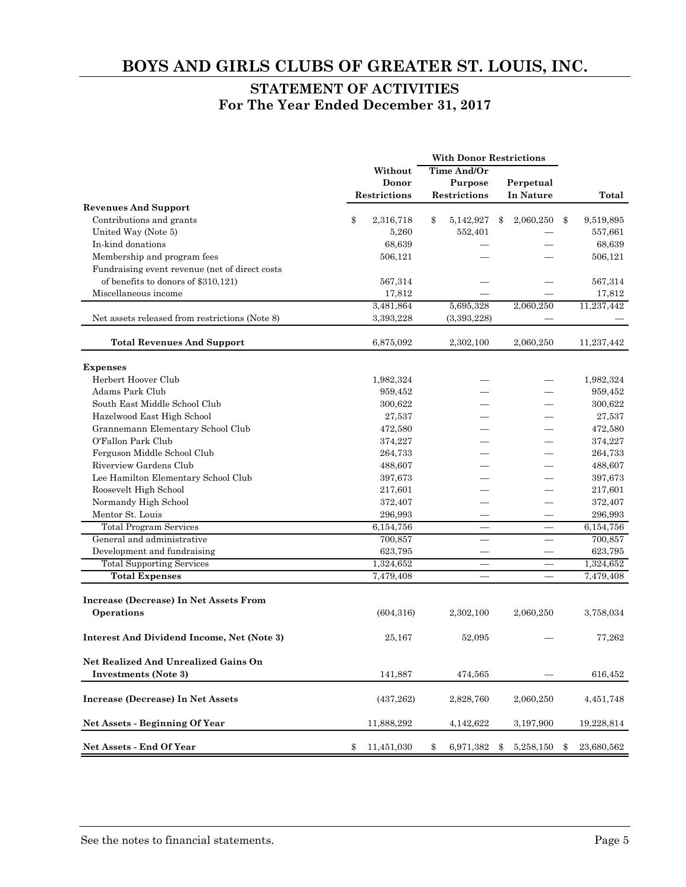# BOYS AND GIRLS CLUBS OF GREATER ST. LOUIS, INC.

## STATEMENT OF ACTIVITIES
## For The Year Ended December 31, 2017

| | Without Donor Restrictions | With Donor Restrictions | | Total |
|---|---|---|---|---|
| | | Time And/Or Purpose Restrictions | Perpetual In Nature | |
| **Revenues And Support** | | | | |
| Contributions and grants | $ 2,316,718 | $ 5,142,927 | $ 2,060,250 | $ 9,519,895 |
| United Way (Note 5) | 5,260 | 552,401 | — | 557,661 |
| In-kind donations | 68,639 | — | — | 68,639 |
| Membership and program fees | 506,121 | — | — | 506,121 |
| Fundraising event revenue (net of direct costs of benefits to donors of $310,121) | 567,314 | — | — | 567,314 |
| Miscellaneous income | 17,812 | — | — | 17,812 |
| | 3,481,864 | 5,695,328 | 2,060,250 | 11,237,442 |
| Net assets released from restrictions (Note 8) | 3,393,228 | (3,393,228) | — | — |
| **Total Revenues And Support** | 6,875,092 | 2,302,100 | 2,060,250 | 11,237,442 |
| **Expenses** | | | | |
| Herbert Hoover Club | 1,982,324 | — | — | 1,982,324 |
| Adams Park Club | 959,452 | — | — | 959,452 |
| South East Middle School Club | 300,622 | — | — | 300,622 |
| Hazelwood East High School | 27,537 | — | — | 27,537 |
| Grannemann Elementary School Club | 472,580 | — | — | 472,580 |
| O'Fallon Park Club | 374,227 | — | — | 374,227 |
| Ferguson Middle School Club | 264,733 | — | — | 264,733 |
| Riverview Gardens Club | 488,607 | — | — | 488,607 |
| Lee Hamilton Elementary School Club | 397,673 | — | — | 397,673 |
| Roosevelt High School | 217,601 | — | — | 217,601 |
| Normandy High School | 372,407 | — | — | 372,407 |
| Mentor St. Louis | 296,993 | — | — | 296,993 |
| Total Program Services | 6,154,756 | — | — | 6,154,756 |
| General and administrative | 700,857 | — | — | 700,857 |
| Development and fundraising | 623,795 | — | — | 623,795 |
| Total Supporting Services | 1,324,652 | — | — | 1,324,652 |
| **Total Expenses** | 7,479,408 | — | — | 7,479,408 |
| **Increase (Decrease) In Net Assets From Operations** | (604,316) | 2,302,100 | 2,060,250 | 3,758,034 |
| **Interest And Dividend Income, Net (Note 3)** | 25,167 | 52,095 | — | 77,262 |
| **Net Realized And Unrealized Gains On Investments (Note 3)** | 141,887 | 474,565 | — | 616,452 |
| **Increase (Decrease) In Net Assets** | (437,262) | 2,828,760 | 2,060,250 | 4,451,748 |
| **Net Assets - Beginning Of Year** | 11,888,292 | 4,142,622 | 3,197,900 | 19,228,814 |
| **Net Assets - End Of Year** | $ 11,451,030 | $ 6,971,382 | $ 5,258,150 | $ 23,680,562 |

See the notes to financial statements.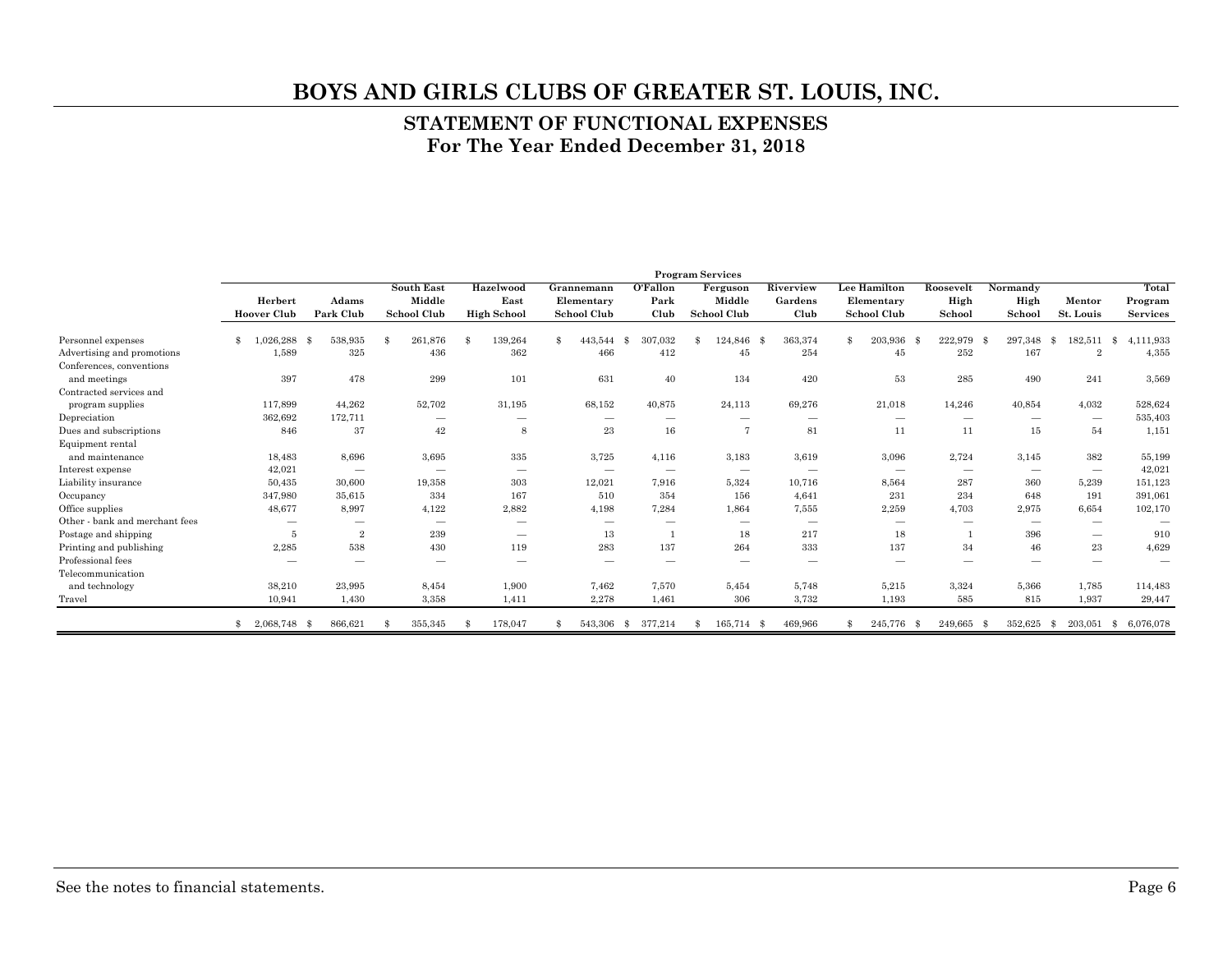# BOYS AND GIRLS CLUBS OF GREATER ST. LOUIS, INC.

## STATEMENT OF FUNCTIONAL EXPENSES
### For The Year Ended December 31, 2018

| | Program Services | | | | | | | | | | | | |
|---|---|---|---|---|---|---|---|---|---|---|---|---|---|
| | Herbert Hoover Club | Adams Park Club | South East Middle School Club | Hazelwood East High School | Grannemann Elementary School Club | O'Fallon Park Club | Ferguson Middle School Club | Riverview Gardens Club | Lee Hamilton Elementary School Club | Roosevelt High School | Normandy High School | Mentor St. Louis | Total Program Services |
| Personnel expenses | $ 1,026,288 | $ 538,935 | $ 261,876 | $ 139,264 | $ 443,544 | $ 307,032 | $ 124,846 | $ 363,374 | $ 203,936 | $ 222,979 | $ 297,348 | $ 182,511 | $ 4,111,933 |
| Advertising and promotions | 1,589 | 325 | 436 | 362 | 466 | 412 | 45 | 254 | 45 | 252 | 167 | 2 | 4,355 |
| Conferences, conventions and meetings | 397 | 478 | 299 | 101 | 631 | 40 | 134 | 420 | 53 | 285 | 490 | 241 | 3,569 |
| Contracted services and program supplies | 117,899 | 44,262 | 52,702 | 31,195 | 68,152 | 40,875 | 24,113 | 69,276 | 21,018 | 14,246 | 40,854 | 4,032 | 528,624 |
| Depreciation | 362,692 | 172,711 | — | — | — | — | — | — | — | — | — | — | 535,403 |
| Dues and subscriptions | 846 | 37 | 42 | 8 | 23 | 16 | 7 | 81 | 11 | 11 | 15 | 54 | 1,151 |
| Equipment rental and maintenance | 18,483 | 8,696 | 3,695 | 335 | 3,725 | 4,116 | 3,183 | 3,619 | 3,096 | 2,724 | 3,145 | 382 | 55,199 |
| Interest expense | 42,021 | — | — | — | — | — | — | — | — | — | — | — | 42,021 |
| Liability insurance | 50,435 | 30,600 | 19,358 | 303 | 12,021 | 7,916 | 5,324 | 10,716 | 8,564 | 287 | 360 | 5,239 | 151,123 |
| Occupancy | 347,980 | 35,615 | 334 | 167 | 510 | 354 | 156 | 4,641 | 231 | 234 | 648 | 191 | 391,061 |
| Office supplies | 48,677 | 8,997 | 4,122 | 2,882 | 4,198 | 7,284 | 1,864 | 7,555 | 2,259 | 4,703 | 2,975 | 6,654 | 102,170 |
| Other - bank and merchant fees | — | — | — | — | — | — | — | — | — | — | — | — | — |
| Postage and shipping | 5 | 2 | 239 | — | 13 | 1 | 18 | 217 | 18 | 1 | 396 | — | 910 |
| Printing and publishing | 2,285 | 538 | 430 | 119 | 283 | 137 | 264 | 333 | 137 | 34 | 46 | 23 | 4,629 |
| Professional fees | — | — | — | — | — | — | — | — | — | — | — | — | — |
| Telecommunication and technology | 38,210 | 23,995 | 8,454 | 1,900 | 7,462 | 7,570 | 5,454 | 5,748 | 5,215 | 3,324 | 5,366 | 1,785 | 114,483 |
| Travel | 10,941 | 1,430 | 3,358 | 1,411 | 2,278 | 1,461 | 306 | 3,732 | 1,193 | 585 | 815 | 1,937 | 29,447 |
| | $ 2,068,748 | $ 866,621 | $ 355,345 | $ 178,047 | $ 543,306 | $ 377,214 | $ 165,714 | $ 469,966 | $ 245,776 | $ 249,665 | $ 352,625 | $ 203,051 | $ 6,076,078 |

See the notes to financial statements.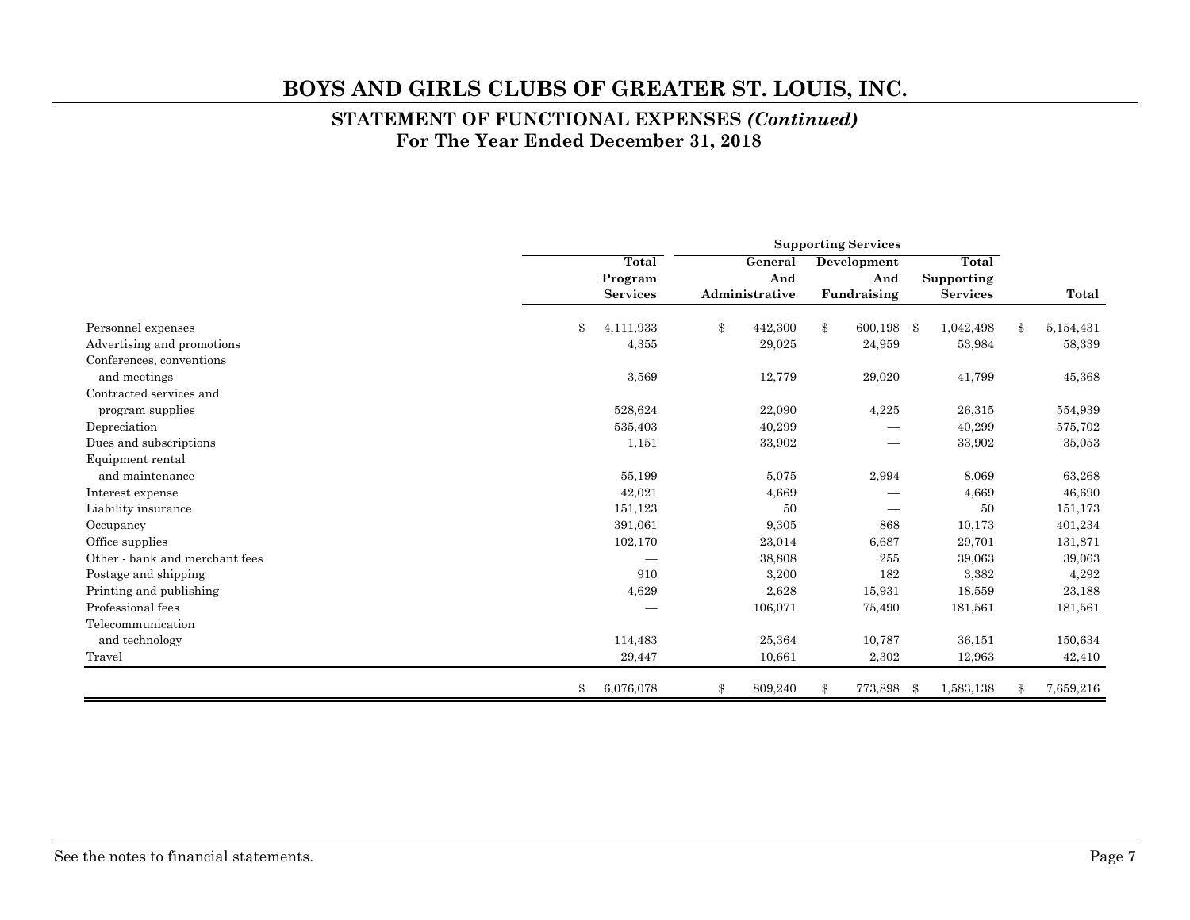# BOYS AND GIRLS CLUBS OF GREATER ST. LOUIS, INC.

## STATEMENT OF FUNCTIONAL EXPENSES *(Continued)*
## For The Year Ended December 31, 2018

| | Total Program Services | Supporting Services | | | |
|---|---|---|---|---|---|
| | | General And Administrative | Development And Fundraising | Total Supporting Services | Total |
| Personnel expenses | $ 4,111,933 | $ 442,300 | $ 600,198 | $ 1,042,498 | $ 5,154,431 |
| Advertising and promotions | 4,355 | 29,025 | 24,959 | 53,984 | 58,339 |
| Conferences, conventions and meetings | 3,569 | 12,779 | 29,020 | 41,799 | 45,368 |
| Contracted services and program supplies | 528,624 | 22,090 | 4,225 | 26,315 | 554,939 |
| Depreciation | 535,403 | 40,299 | — | 40,299 | 575,702 |
| Dues and subscriptions | 1,151 | 33,902 | — | 33,902 | 35,053 |
| Equipment rental and maintenance | 55,199 | 5,075 | 2,994 | 8,069 | 63,268 |
| Interest expense | 42,021 | 4,669 | — | 4,669 | 46,690 |
| Liability insurance | 151,123 | 50 | — | 50 | 151,173 |
| Occupancy | 391,061 | 9,305 | 868 | 10,173 | 401,234 |
| Office supplies | 102,170 | 23,014 | 6,687 | 29,701 | 131,871 |
| Other - bank and merchant fees | — | 38,808 | 255 | 39,063 | 39,063 |
| Postage and shipping | 910 | 3,200 | 182 | 3,382 | 4,292 |
| Printing and publishing | 4,629 | 2,628 | 15,931 | 18,559 | 23,188 |
| Professional fees | — | 106,071 | 75,490 | 181,561 | 181,561 |
| Telecommunication and technology | 114,483 | 25,364 | 10,787 | 36,151 | 150,634 |
| Travel | 29,447 | 10,661 | 2,302 | 12,963 | 42,410 |
| | $ 6,076,078 | $ 809,240 | $ 773,898 | $ 1,583,138 | $ 7,659,216 |

See the notes to financial statements.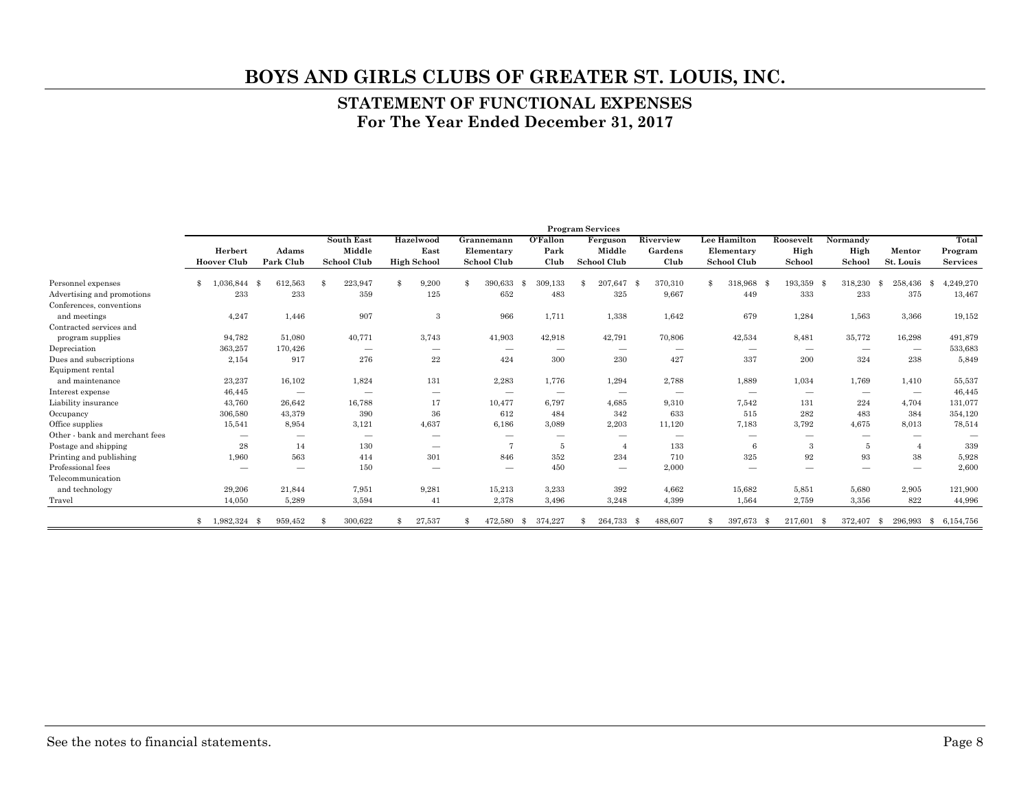# BOYS AND GIRLS CLUBS OF GREATER ST. LOUIS, INC.

## STATEMENT OF FUNCTIONAL EXPENSES
## For The Year Ended December 31, 2017

| | Program Services | | | | | | | | | | | | |
|---|---|---|---|---|---|---|---|---|---|---|---|---|---|
| | Herbert Hoover Club | Adams Park Club | South East Middle School Club | Hazelwood East High School | Grannemann Elementary School Club | O'Fallon Park Club | Ferguson Middle School Club | Riverview Gardens Club | Lee Hamilton Elementary School Club | Roosevelt High School | Normandy High School | Mentor St. Louis | Total Program Services |
| Personnel expenses | $ 1,036,844 | $ 612,563 | $ 223,947 | $ 9,200 | $ 390,633 | $ 309,133 | $ 207,647 | $ 370,310 | $ 318,968 | $ 193,359 | $ 318,230 | $ 258,436 | $ 4,249,270 |
| Advertising and promotions | 233 | 233 | 359 | 125 | 652 | 483 | 325 | 9,667 | 449 | 333 | 233 | 375 | 13,467 |
| Conferences, conventions and meetings | 4,247 | 1,446 | 907 | 3 | 966 | 1,711 | 1,338 | 1,642 | 679 | 1,284 | 1,563 | 3,366 | 19,152 |
| Contracted services and program supplies | 94,782 | 51,080 | 40,771 | 3,743 | 41,903 | 42,918 | 42,791 | 70,806 | 42,534 | 8,481 | 35,772 | 16,298 | 491,879 |
| Depreciation | 363,257 | 170,426 | — | — | — | — | — | — | — | — | — | — | 533,683 |
| Dues and subscriptions | 2,154 | 917 | 276 | 22 | 424 | 300 | 230 | 427 | 337 | 200 | 324 | 238 | 5,849 |
| Equipment rental and maintenance | 23,237 | 16,102 | 1,824 | 131 | 2,283 | 1,776 | 1,294 | 2,788 | 1,889 | 1,034 | 1,769 | 1,410 | 55,537 |
| Interest expense | 46,445 | — | — | — | — | — | — | — | — | — | — | — | 46,445 |
| Liability insurance | 43,760 | 26,642 | 16,788 | 17 | 10,477 | 6,797 | 4,685 | 9,310 | 7,542 | 131 | 224 | 4,704 | 131,077 |
| Occupancy | 306,580 | 43,379 | 390 | 36 | 612 | 484 | 342 | 633 | 515 | 282 | 483 | 384 | 354,120 |
| Office supplies | 15,541 | 8,954 | 3,121 | 4,637 | 6,186 | 3,089 | 2,203 | 11,120 | 7,183 | 3,792 | 4,675 | 8,013 | 78,514 |
| Other - bank and merchant fees | — | — | — | — | — | — | — | — | — | — | — | — | — |
| Postage and shipping | 28 | 14 | 130 | — | 7 | 5 | 4 | 133 | 6 | 3 | 5 | 4 | 339 |
| Printing and publishing | 1,960 | 563 | 414 | 301 | 846 | 352 | 234 | 710 | 325 | 92 | 93 | 38 | 5,928 |
| Professional fees | — | — | 150 | — | — | 450 | — | 2,000 | — | — | — | — | 2,600 |
| Telecommunication and technology | 29,206 | 21,844 | 7,951 | 9,281 | 15,213 | 3,233 | 392 | 4,662 | 15,682 | 5,851 | 5,680 | 2,905 | 121,900 |
| Travel | 14,050 | 5,289 | 3,594 | 41 | 2,378 | 3,496 | 3,248 | 4,399 | 1,564 | 2,759 | 3,356 | 822 | 44,996 |
| | $ 1,982,324 | $ 959,452 | $ 300,622 | $ 27,537 | $ 472,580 | $ 374,227 | $ 264,733 | $ 488,607 | $ 397,673 | $ 217,601 | $ 372,407 | $ 296,993 | $ 6,154,756 |

See the notes to financial statements.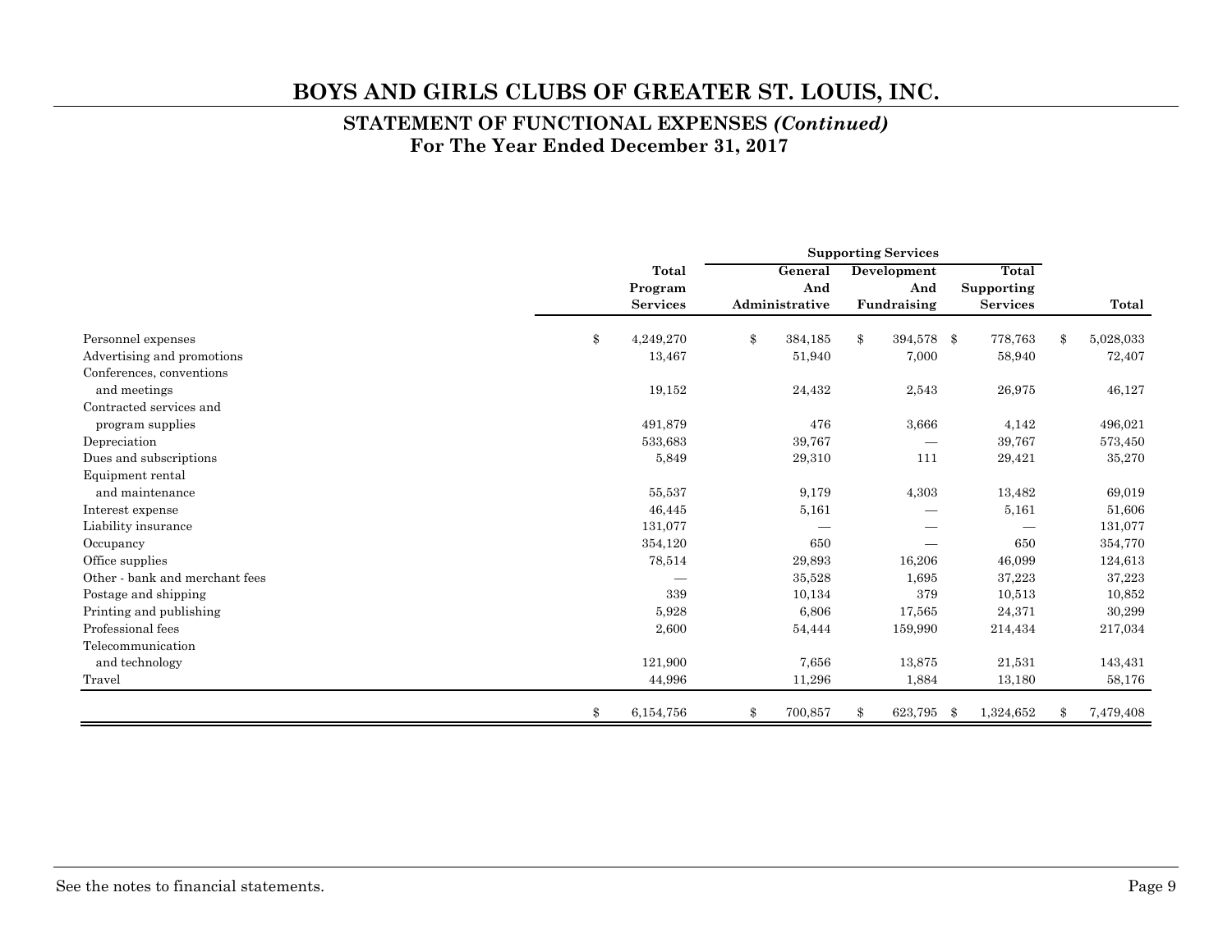# BOYS AND GIRLS CLUBS OF GREATER ST. LOUIS, INC.

## STATEMENT OF FUNCTIONAL EXPENSES *(Continued)*
## For The Year Ended December 31, 2017

| | | Supporting Services | | | |
|---|---|---|---|---|---|
| | Total Program Services | General And Administrative | Development And Fundraising | Total Supporting Services | Total |
| Personnel expenses | $ 4,249,270 | $ 384,185 | $ 394,578 | $ 778,763 | $ 5,028,033 |
| Advertising and promotions | 13,467 | 51,940 | 7,000 | 58,940 | 72,407 |
| Conferences, conventions and meetings | 19,152 | 24,432 | 2,543 | 26,975 | 46,127 |
| Contracted services and program supplies | 491,879 | 476 | 3,666 | 4,142 | 496,021 |
| Depreciation | 533,683 | 39,767 | — | 39,767 | 573,450 |
| Dues and subscriptions | 5,849 | 29,310 | 111 | 29,421 | 35,270 |
| Equipment rental and maintenance | 55,537 | 9,179 | 4,303 | 13,482 | 69,019 |
| Interest expense | 46,445 | 5,161 | — | 5,161 | 51,606 |
| Liability insurance | 131,077 | — | — | — | 131,077 |
| Occupancy | 354,120 | 650 | — | 650 | 354,770 |
| Office supplies | 78,514 | 29,893 | 16,206 | 46,099 | 124,613 |
| Other - bank and merchant fees | — | 35,528 | 1,695 | 37,223 | 37,223 |
| Postage and shipping | 339 | 10,134 | 379 | 10,513 | 10,852 |
| Printing and publishing | 5,928 | 6,806 | 17,565 | 24,371 | 30,299 |
| Professional fees | 2,600 | 54,444 | 159,990 | 214,434 | 217,034 |
| Telecommunication and technology | 121,900 | 7,656 | 13,875 | 21,531 | 143,431 |
| Travel | 44,996 | 11,296 | 1,884 | 13,180 | 58,176 |
| | $ 6,154,756 | $ 700,857 | $ 623,795 | $ 1,324,652 | $ 7,479,408 |

See the notes to financial statements.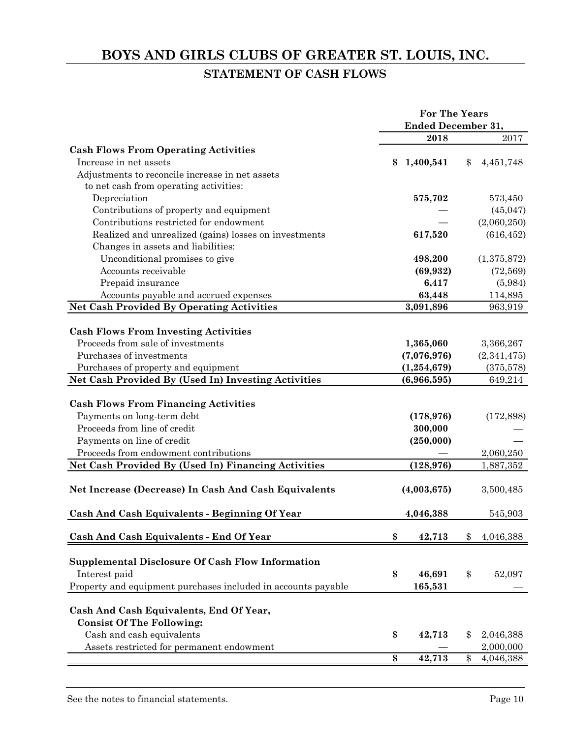# BOYS AND GIRLS CLUBS OF GREATER ST. LOUIS, INC.

## STATEMENT OF CASH FLOWS

| | For The Years Ended December 31, | |
|---|---|---|
| | **2018** | 2017 |
| **Cash Flows From Operating Activities** | | |
| Increase in net assets | **$ 1,400,541** | $ 4,451,748 |
| Adjustments to reconcile increase in net assets to net cash from operating activities: | | |
| Depreciation | **575,702** | 573,450 |
| Contributions of property and equipment | **—** | (45,047) |
| Contributions restricted for endowment | **—** | (2,060,250) |
| Realized and unrealized (gains) losses on investments | **617,520** | (616,452) |
| Changes in assets and liabilities: | | |
| Unconditional promises to give | **498,200** | (1,375,872) |
| Accounts receivable | **(69,932)** | (72,569) |
| Prepaid insurance | **6,417** | (5,984) |
| Accounts payable and accrued expenses | **63,448** | 114,895 |
| **Net Cash Provided By Operating Activities** | **3,091,896** | 963,919 |
| **Cash Flows From Investing Activities** | | |
| Proceeds from sale of investments | **1,365,060** | 3,366,267 |
| Purchases of investments | **(7,076,976)** | (2,341,475) |
| Purchases of property and equipment | **(1,254,679)** | (375,578) |
| **Net Cash Provided By (Used In) Investing Activities** | **(6,966,595)** | 649,214 |
| **Cash Flows From Financing Activities** | | |
| Payments on long-term debt | **(178,976)** | (172,898) |
| Proceeds from line of credit | **300,000** | — |
| Payments on line of credit | **(250,000)** | — |
| Proceeds from endowment contributions | **—** | 2,060,250 |
| **Net Cash Provided By (Used In) Financing Activities** | **(128,976)** | 1,887,352 |
| **Net Increase (Decrease) In Cash And Cash Equivalents** | **(4,003,675)** | 3,500,485 |
| **Cash And Cash Equivalents - Beginning Of Year** | **4,046,388** | 545,903 |
| **Cash And Cash Equivalents - End Of Year** | **$ 42,713** | $ 4,046,388 |
| **Supplemental Disclosure Of Cash Flow Information** | | |
| Interest paid | **$ 46,691** | $ 52,097 |
| Property and equipment purchases included in accounts payable | **165,531** | — |
| **Cash And Cash Equivalents, End Of Year, Consist Of The Following:** | | |
| Cash and cash equivalents | **$ 42,713** | $ 2,046,388 |
| Assets restricted for permanent endowment | **—** | 2,000,000 |
| | **$ 42,713** | $ 4,046,388 |

See the notes to financial statements.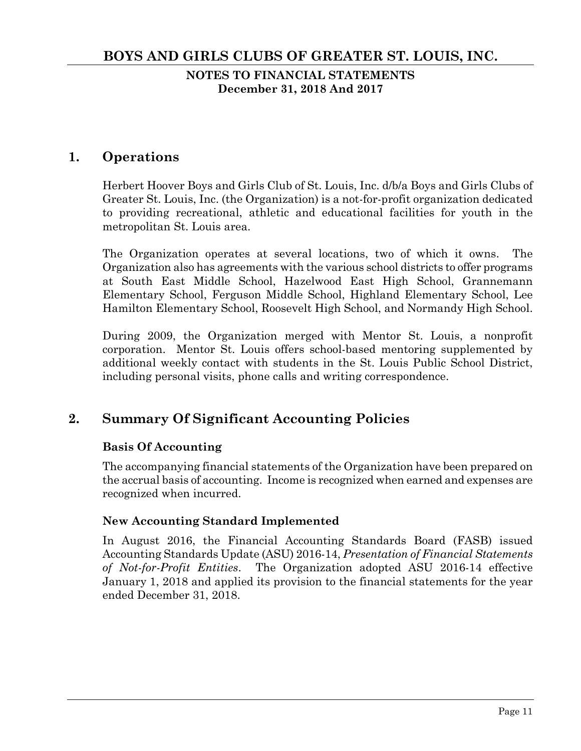# BOYS AND GIRLS CLUBS OF GREATER ST. LOUIS, INC.

**NOTES TO FINANCIAL STATEMENTS**
**December 31, 2018 And 2017**

## 1. Operations

Herbert Hoover Boys and Girls Club of St. Louis, Inc. d/b/a Boys and Girls Clubs of Greater St. Louis, Inc. (the Organization) is a not-for-profit organization dedicated to providing recreational, athletic and educational facilities for youth in the metropolitan St. Louis area.

The Organization operates at several locations, two of which it owns. The Organization also has agreements with the various school districts to offer programs at South East Middle School, Hazelwood East High School, Grannemann Elementary School, Ferguson Middle School, Highland Elementary School, Lee Hamilton Elementary School, Roosevelt High School, and Normandy High School.

During 2009, the Organization merged with Mentor St. Louis, a nonprofit corporation. Mentor St. Louis offers school-based mentoring supplemented by additional weekly contact with students in the St. Louis Public School District, including personal visits, phone calls and writing correspondence.

## 2. Summary Of Significant Accounting Policies

### Basis Of Accounting

The accompanying financial statements of the Organization have been prepared on the accrual basis of accounting. Income is recognized when earned and expenses are recognized when incurred.

### New Accounting Standard Implemented

In August 2016, the Financial Accounting Standards Board (FASB) issued Accounting Standards Update (ASU) 2016-14, *Presentation of Financial Statements of Not-for-Profit Entities*. The Organization adopted ASU 2016-14 effective January 1, 2018 and applied its provision to the financial statements for the year ended December 31, 2018.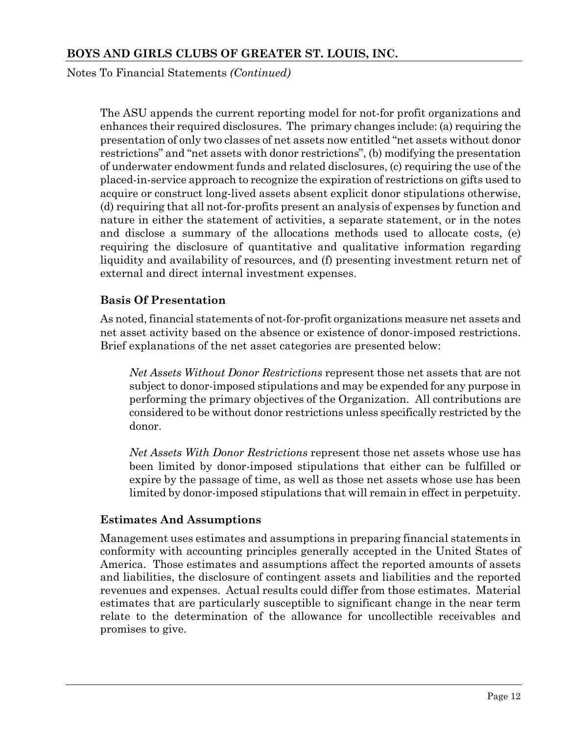The ASU appends the current reporting model for not-for profit organizations and enhances their required disclosures. The primary changes include: (a) requiring the presentation of only two classes of net assets now entitled "net assets without donor restrictions" and "net assets with donor restrictions", (b) modifying the presentation of underwater endowment funds and related disclosures, (c) requiring the use of the placed-in-service approach to recognize the expiration of restrictions on gifts used to acquire or construct long-lived assets absent explicit donor stipulations otherwise, (d) requiring that all not-for-profits present an analysis of expenses by function and nature in either the statement of activities, a separate statement, or in the notes and disclose a summary of the allocations methods used to allocate costs, (e) requiring the disclosure of quantitative and qualitative information regarding liquidity and availability of resources, and (f) presenting investment return net of external and direct internal investment expenses.

### Basis Of Presentation

As noted, financial statements of not-for-profit organizations measure net assets and net asset activity based on the absence or existence of donor-imposed restrictions. Brief explanations of the net asset categories are presented below:

*Net Assets Without Donor Restrictions* represent those net assets that are not subject to donor-imposed stipulations and may be expended for any purpose in performing the primary objectives of the Organization. All contributions are considered to be without donor restrictions unless specifically restricted by the donor.

*Net Assets With Donor Restrictions* represent those net assets whose use has been limited by donor-imposed stipulations that either can be fulfilled or expire by the passage of time, as well as those net assets whose use has been limited by donor-imposed stipulations that will remain in effect in perpetuity.

### Estimates And Assumptions

Management uses estimates and assumptions in preparing financial statements in conformity with accounting principles generally accepted in the United States of America. Those estimates and assumptions affect the reported amounts of assets and liabilities, the disclosure of contingent assets and liabilities and the reported revenues and expenses. Actual results could differ from those estimates. Material estimates that are particularly susceptible to significant change in the near term relate to the determination of the allowance for uncollectible receivables and promises to give.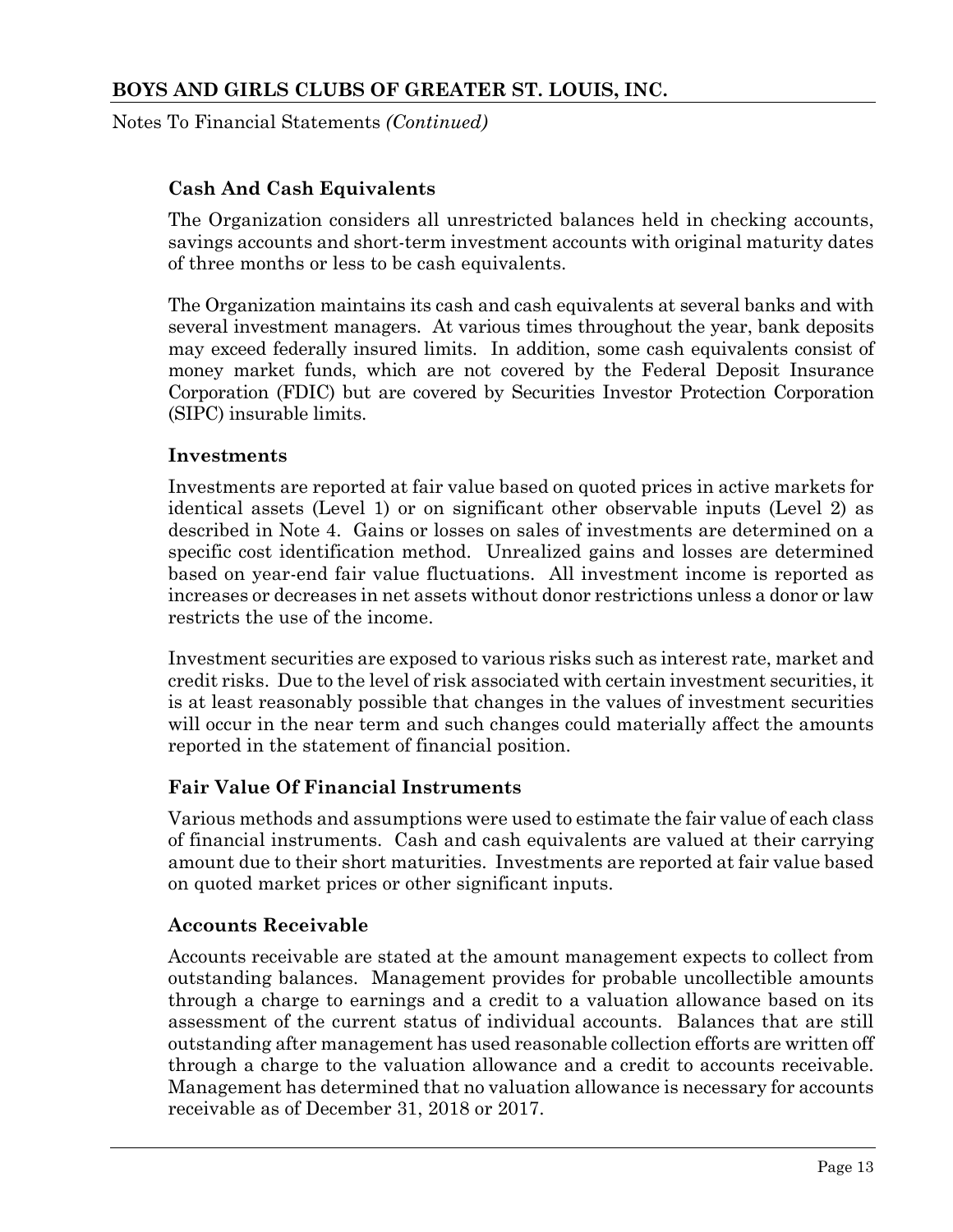### Cash And Cash Equivalents

The Organization considers all unrestricted balances held in checking accounts, savings accounts and short-term investment accounts with original maturity dates of three months or less to be cash equivalents.

The Organization maintains its cash and cash equivalents at several banks and with several investment managers. At various times throughout the year, bank deposits may exceed federally insured limits. In addition, some cash equivalents consist of money market funds, which are not covered by the Federal Deposit Insurance Corporation (FDIC) but are covered by Securities Investor Protection Corporation (SIPC) insurable limits.

### Investments

Investments are reported at fair value based on quoted prices in active markets for identical assets (Level 1) or on significant other observable inputs (Level 2) as described in Note 4. Gains or losses on sales of investments are determined on a specific cost identification method. Unrealized gains and losses are determined based on year-end fair value fluctuations. All investment income is reported as increases or decreases in net assets without donor restrictions unless a donor or law restricts the use of the income.

Investment securities are exposed to various risks such as interest rate, market and credit risks. Due to the level of risk associated with certain investment securities, it is at least reasonably possible that changes in the values of investment securities will occur in the near term and such changes could materially affect the amounts reported in the statement of financial position.

### Fair Value Of Financial Instruments

Various methods and assumptions were used to estimate the fair value of each class of financial instruments. Cash and cash equivalents are valued at their carrying amount due to their short maturities. Investments are reported at fair value based on quoted market prices or other significant inputs.

### Accounts Receivable

Accounts receivable are stated at the amount management expects to collect from outstanding balances. Management provides for probable uncollectible amounts through a charge to earnings and a credit to a valuation allowance based on its assessment of the current status of individual accounts. Balances that are still outstanding after management has used reasonable collection efforts are written off through a charge to the valuation allowance and a credit to accounts receivable. Management has determined that no valuation allowance is necessary for accounts receivable as of December 31, 2018 or 2017.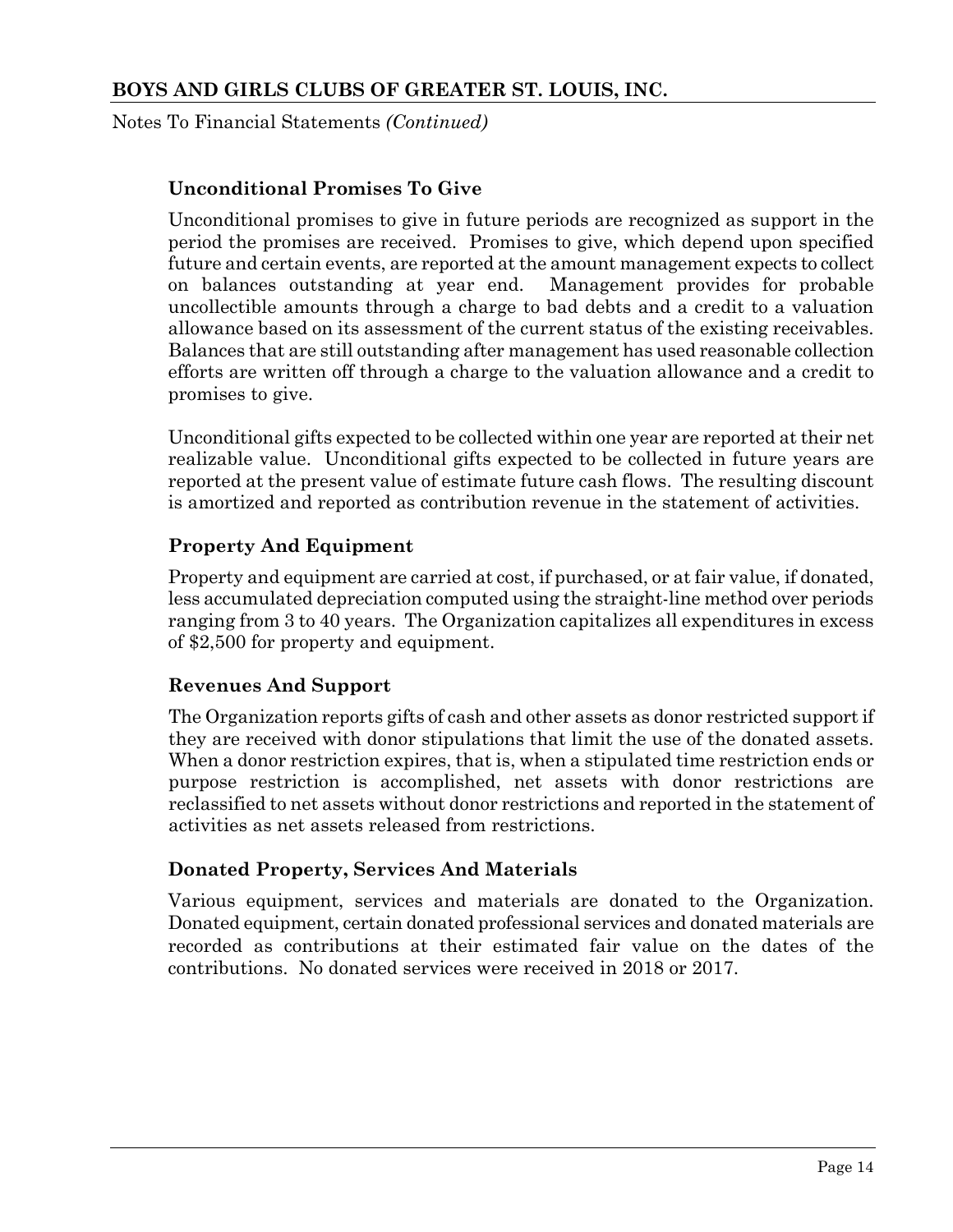### Unconditional Promises To Give

Unconditional promises to give in future periods are recognized as support in the period the promises are received. Promises to give, which depend upon specified future and certain events, are reported at the amount management expects to collect on balances outstanding at year end. Management provides for probable uncollectible amounts through a charge to bad debts and a credit to a valuation allowance based on its assessment of the current status of the existing receivables. Balances that are still outstanding after management has used reasonable collection efforts are written off through a charge to the valuation allowance and a credit to promises to give.

Unconditional gifts expected to be collected within one year are reported at their net realizable value. Unconditional gifts expected to be collected in future years are reported at the present value of estimate future cash flows. The resulting discount is amortized and reported as contribution revenue in the statement of activities.

### Property And Equipment

Property and equipment are carried at cost, if purchased, or at fair value, if donated, less accumulated depreciation computed using the straight-line method over periods ranging from 3 to 40 years. The Organization capitalizes all expenditures in excess of $2,500 for property and equipment.

### Revenues And Support

The Organization reports gifts of cash and other assets as donor restricted support if they are received with donor stipulations that limit the use of the donated assets. When a donor restriction expires, that is, when a stipulated time restriction ends or purpose restriction is accomplished, net assets with donor restrictions are reclassified to net assets without donor restrictions and reported in the statement of activities as net assets released from restrictions.

### Donated Property, Services And Materials

Various equipment, services and materials are donated to the Organization. Donated equipment, certain donated professional services and donated materials are recorded as contributions at their estimated fair value on the dates of the contributions. No donated services were received in 2018 or 2017.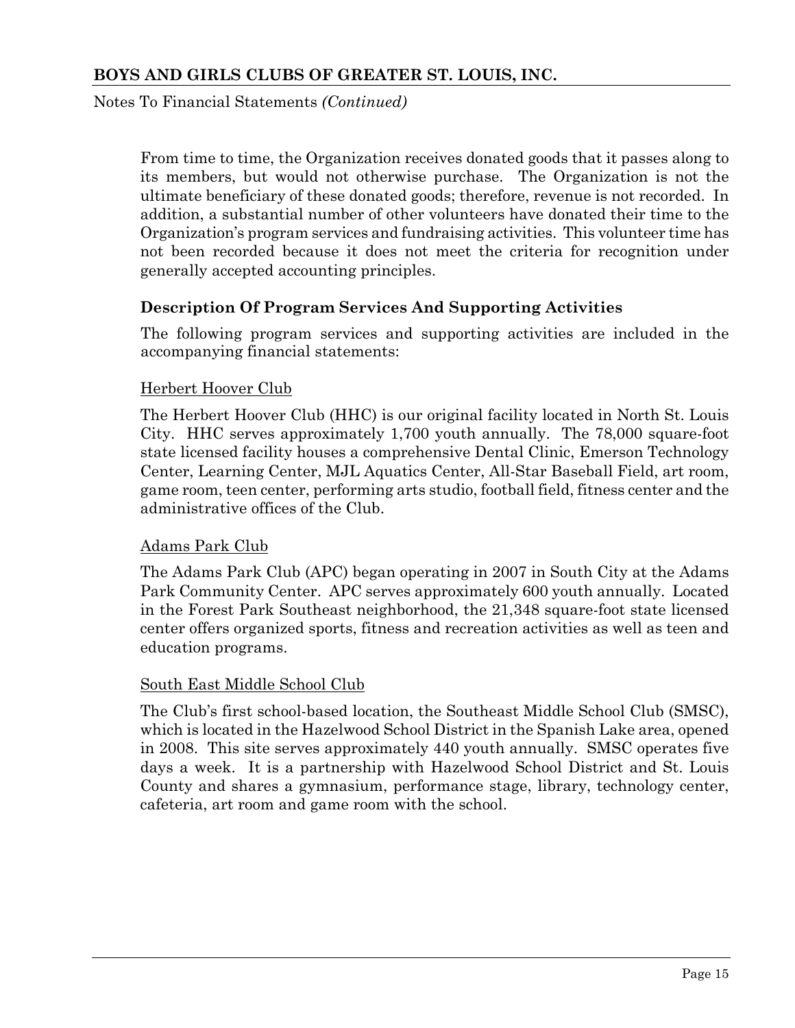From time to time, the Organization receives donated goods that it passes along to its members, but would not otherwise purchase. The Organization is not the ultimate beneficiary of these donated goods; therefore, revenue is not recorded. In addition, a substantial number of other volunteers have donated their time to the Organization's program services and fundraising activities. This volunteer time has not been recorded because it does not meet the criteria for recognition under generally accepted accounting principles.

### Description Of Program Services And Supporting Activities

The following program services and supporting activities are included in the accompanying financial statements:

<u>Herbert Hoover Club</u>

The Herbert Hoover Club (HHC) is our original facility located in North St. Louis City. HHC serves approximately 1,700 youth annually. The 78,000 square-foot state licensed facility houses a comprehensive Dental Clinic, Emerson Technology Center, Learning Center, MJL Aquatics Center, All-Star Baseball Field, art room, game room, teen center, performing arts studio, football field, fitness center and the administrative offices of the Club.

<u>Adams Park Club</u>

The Adams Park Club (APC) began operating in 2007 in South City at the Adams Park Community Center. APC serves approximately 600 youth annually. Located in the Forest Park Southeast neighborhood, the 21,348 square-foot state licensed center offers organized sports, fitness and recreation activities as well as teen and education programs.

<u>South East Middle School Club</u>

The Club's first school-based location, the Southeast Middle School Club (SMSC), which is located in the Hazelwood School District in the Spanish Lake area, opened in 2008. This site serves approximately 440 youth annually. SMSC operates five days a week. It is a partnership with Hazelwood School District and St. Louis County and shares a gymnasium, performance stage, library, technology center, cafeteria, art room and game room with the school.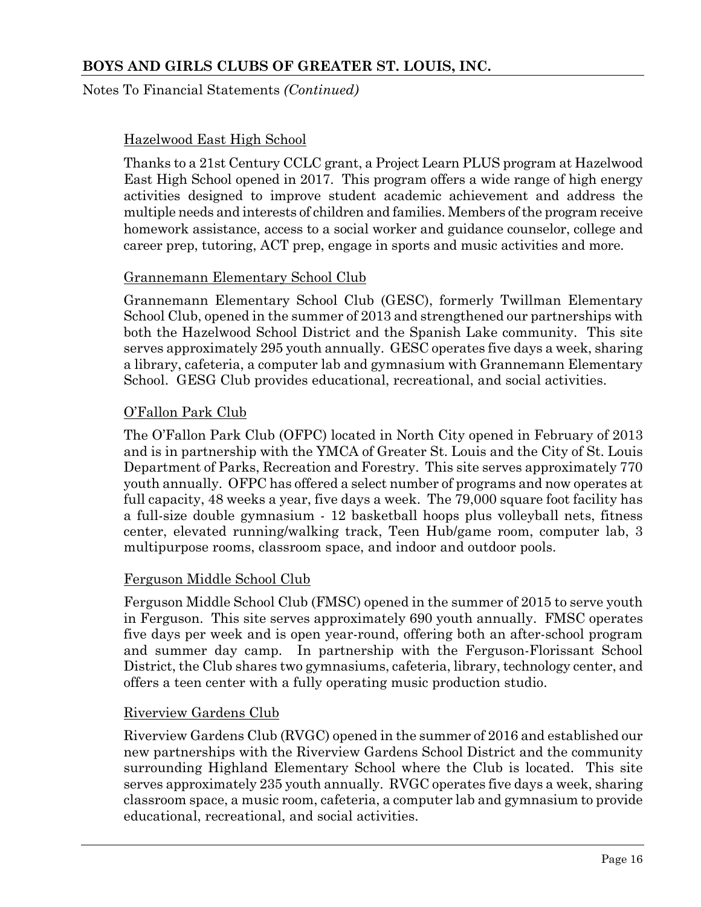Hazelwood East High School

Thanks to a 21st Century CCLC grant, a Project Learn PLUS program at Hazelwood East High School opened in 2017. This program offers a wide range of high energy activities designed to improve student academic achievement and address the multiple needs and interests of children and families. Members of the program receive homework assistance, access to a social worker and guidance counselor, college and career prep, tutoring, ACT prep, engage in sports and music activities and more.

Grannemann Elementary School Club

Grannemann Elementary School Club (GESC), formerly Twillman Elementary School Club, opened in the summer of 2013 and strengthened our partnerships with both the Hazelwood School District and the Spanish Lake community. This site serves approximately 295 youth annually. GESC operates five days a week, sharing a library, cafeteria, a computer lab and gymnasium with Grannemann Elementary School. GESG Club provides educational, recreational, and social activities.

O'Fallon Park Club

The O'Fallon Park Club (OFPC) located in North City opened in February of 2013 and is in partnership with the YMCA of Greater St. Louis and the City of St. Louis Department of Parks, Recreation and Forestry. This site serves approximately 770 youth annually. OFPC has offered a select number of programs and now operates at full capacity, 48 weeks a year, five days a week. The 79,000 square foot facility has a full-size double gymnasium - 12 basketball hoops plus volleyball nets, fitness center, elevated running/walking track, Teen Hub/game room, computer lab, 3 multipurpose rooms, classroom space, and indoor and outdoor pools.

Ferguson Middle School Club

Ferguson Middle School Club (FMSC) opened in the summer of 2015 to serve youth in Ferguson. This site serves approximately 690 youth annually. FMSC operates five days per week and is open year-round, offering both an after-school program and summer day camp. In partnership with the Ferguson-Florissant School District, the Club shares two gymnasiums, cafeteria, library, technology center, and offers a teen center with a fully operating music production studio.

Riverview Gardens Club

Riverview Gardens Club (RVGC) opened in the summer of 2016 and established our new partnerships with the Riverview Gardens School District and the community surrounding Highland Elementary School where the Club is located. This site serves approximately 235 youth annually. RVGC operates five days a week, sharing classroom space, a music room, cafeteria, a computer lab and gymnasium to provide educational, recreational, and social activities.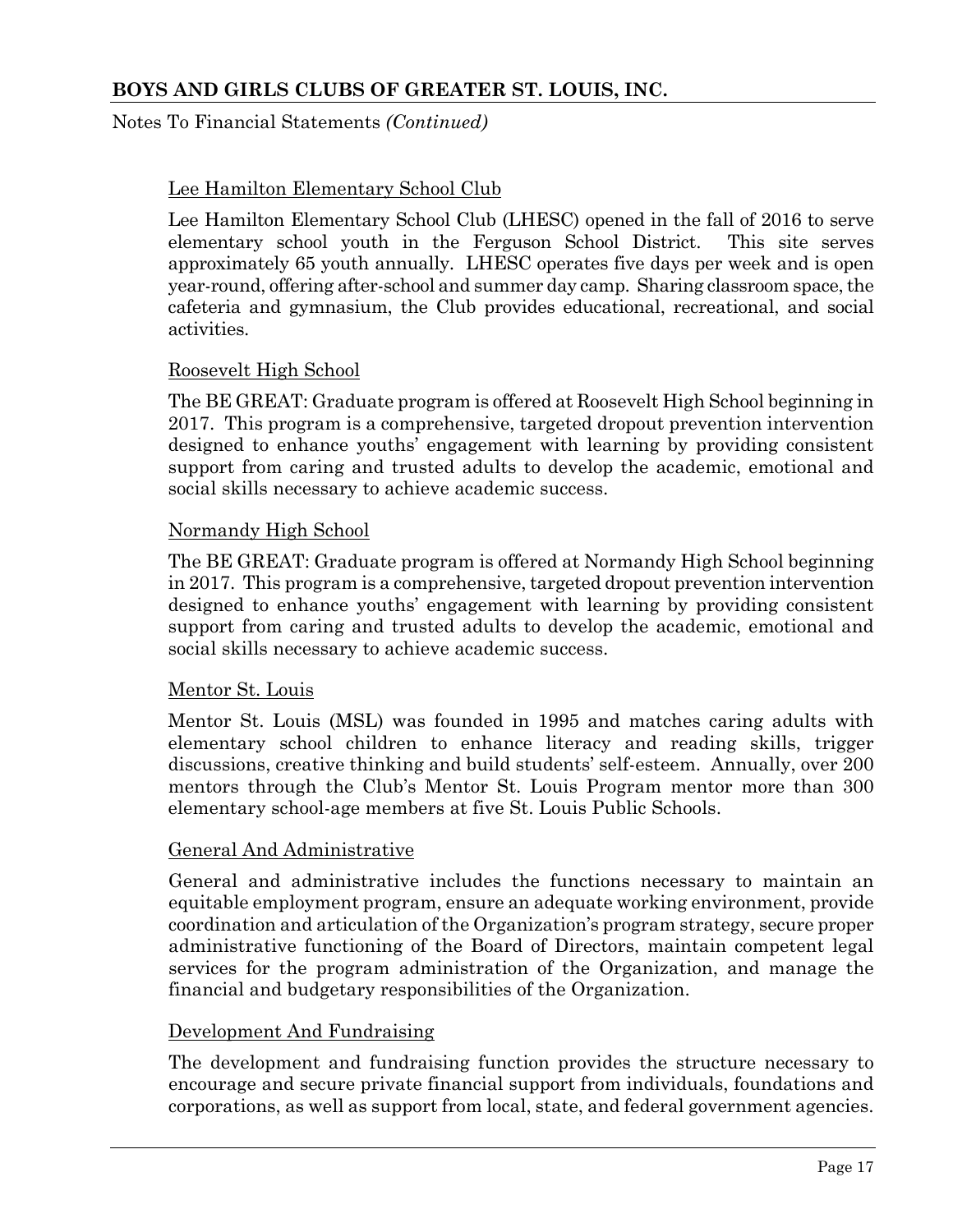Notes To Financial Statements *(Continued)*

Lee Hamilton Elementary School Club

Lee Hamilton Elementary School Club (LHESC) opened in the fall of 2016 to serve elementary school youth in the Ferguson School District. This site serves approximately 65 youth annually. LHESC operates five days per week and is open year-round, offering after-school and summer day camp. Sharing classroom space, the cafeteria and gymnasium, the Club provides educational, recreational, and social activities.

Roosevelt High School

The BE GREAT: Graduate program is offered at Roosevelt High School beginning in 2017. This program is a comprehensive, targeted dropout prevention intervention designed to enhance youths' engagement with learning by providing consistent support from caring and trusted adults to develop the academic, emotional and social skills necessary to achieve academic success.

Normandy High School

The BE GREAT: Graduate program is offered at Normandy High School beginning in 2017. This program is a comprehensive, targeted dropout prevention intervention designed to enhance youths' engagement with learning by providing consistent support from caring and trusted adults to develop the academic, emotional and social skills necessary to achieve academic success.

Mentor St. Louis

Mentor St. Louis (MSL) was founded in 1995 and matches caring adults with elementary school children to enhance literacy and reading skills, trigger discussions, creative thinking and build students' self-esteem. Annually, over 200 mentors through the Club's Mentor St. Louis Program mentor more than 300 elementary school-age members at five St. Louis Public Schools.

General And Administrative

General and administrative includes the functions necessary to maintain an equitable employment program, ensure an adequate working environment, provide coordination and articulation of the Organization's program strategy, secure proper administrative functioning of the Board of Directors, maintain competent legal services for the program administration of the Organization, and manage the financial and budgetary responsibilities of the Organization.

Development And Fundraising

The development and fundraising function provides the structure necessary to encourage and secure private financial support from individuals, foundations and corporations, as well as support from local, state, and federal government agencies.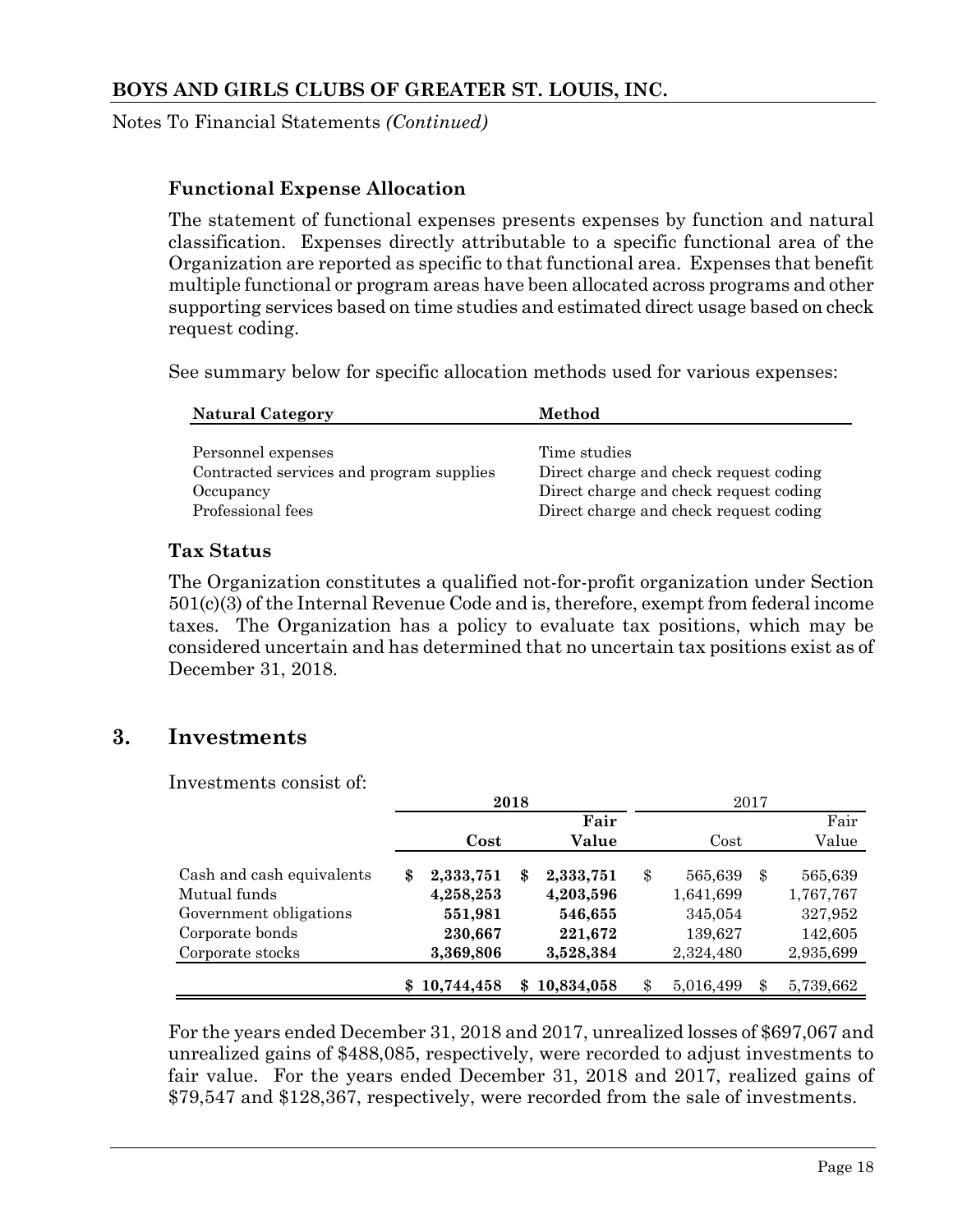### Functional Expense Allocation

The statement of functional expenses presents expenses by function and natural classification. Expenses directly attributable to a specific functional area of the Organization are reported as specific to that functional area. Expenses that benefit multiple functional or program areas have been allocated across programs and other supporting services based on time studies and estimated direct usage based on check request coding.

See summary below for specific allocation methods used for various expenses:

| Natural Category | Method |
|---|---|
| Personnel expenses | Time studies |
| Contracted services and program supplies | Direct charge and check request coding |
| Occupancy | Direct charge and check request coding |
| Professional fees | Direct charge and check request coding |

### Tax Status

The Organization constitutes a qualified not-for-profit organization under Section 501(c)(3) of the Internal Revenue Code and is, therefore, exempt from federal income taxes. The Organization has a policy to evaluate tax positions, which may be considered uncertain and has determined that no uncertain tax positions exist as of December 31, 2018.

## 3. Investments

Investments consist of:

| | **2018** | | 2017 | |
|---|---|---|---|---|
| | **Cost** | **Fair Value** | Cost | Fair Value |
| Cash and cash equivalents | **$ 2,333,751** | **$ 2,333,751** | $ 565,639 | $ 565,639 |
| Mutual funds | **4,258,253** | **4,203,596** | 1,641,699 | 1,767,767 |
| Government obligations | **551,981** | **546,655** | 345,054 | 327,952 |
| Corporate bonds | **230,667** | **221,672** | 139,627 | 142,605 |
| Corporate stocks | **3,369,806** | **3,528,384** | 2,324,480 | 2,935,699 |
| | **$ 10,744,458** | **$ 10,834,058** | $ 5,016,499 | $ 5,739,662 |

For the years ended December 31, 2018 and 2017, unrealized losses of $697,067 and unrealized gains of $488,085, respectively, were recorded to adjust investments to fair value. For the years ended December 31, 2018 and 2017, realized gains of $79,547 and $128,367, respectively, were recorded from the sale of investments.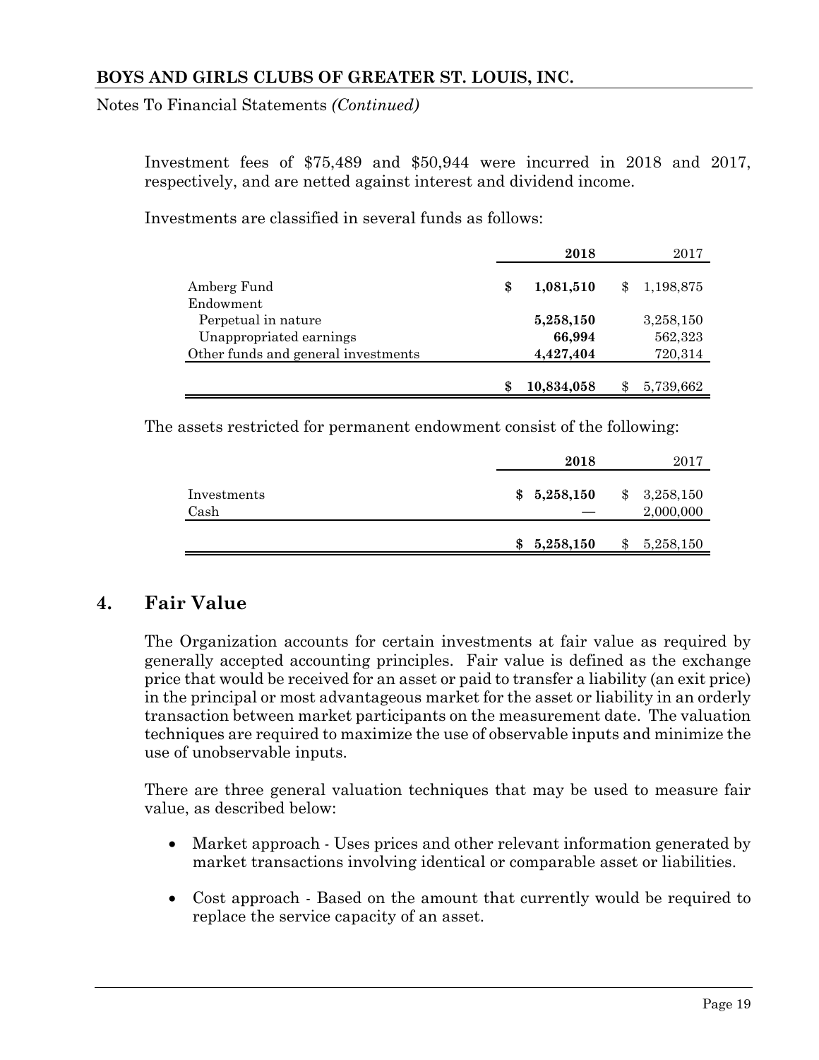Investment fees of $75,489 and $50,944 were incurred in 2018 and 2017, respectively, and are netted against interest and dividend income.

Investments are classified in several funds as follows:

| | 2018 | 2017 |
|---|---|---|
| Amberg Fund | **$ 1,081,510** | $ 1,198,875 |
| Endowment | | |
| Perpetual in nature | **5,258,150** | 3,258,150 |
| Unappropriated earnings | **66,994** | 562,323 |
| Other funds and general investments | **4,427,404** | 720,314 |
| | **$ 10,834,058** | $ 5,739,662 |

The assets restricted for permanent endowment consist of the following:

| | 2018 | 2017 |
|---|---|---|
| Investments | **$ 5,258,150** | $ 3,258,150 |
| Cash | — | 2,000,000 |
| | **$ 5,258,150** | $ 5,258,150 |

## 4. Fair Value

The Organization accounts for certain investments at fair value as required by generally accepted accounting principles. Fair value is defined as the exchange price that would be received for an asset or paid to transfer a liability (an exit price) in the principal or most advantageous market for the asset or liability in an orderly transaction between market participants on the measurement date. The valuation techniques are required to maximize the use of observable inputs and minimize the use of unobservable inputs.

There are three general valuation techniques that may be used to measure fair value, as described below:

- Market approach - Uses prices and other relevant information generated by market transactions involving identical or comparable asset or liabilities.
- Cost approach - Based on the amount that currently would be required to replace the service capacity of an asset.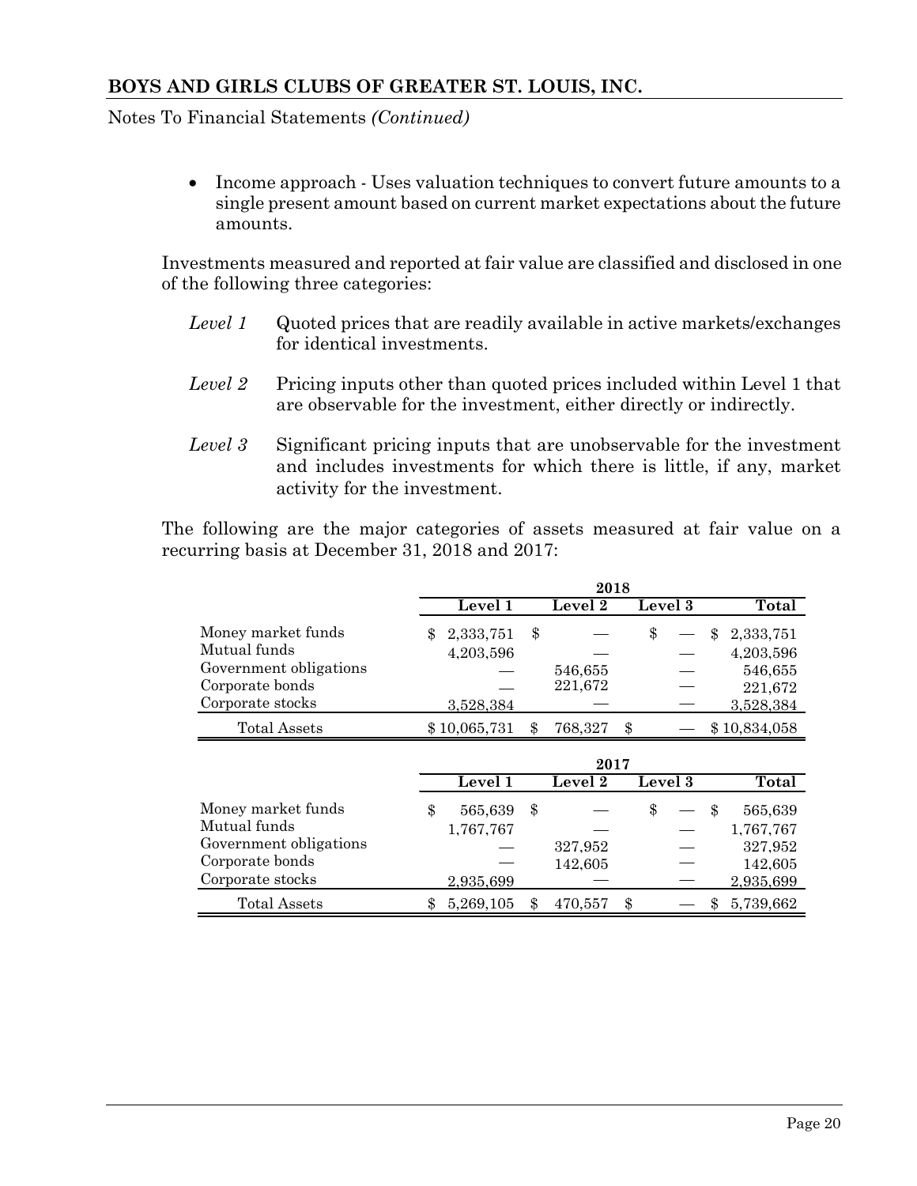Notes To Financial Statements *(Continued)*

- Income approach - Uses valuation techniques to convert future amounts to a single present amount based on current market expectations about the future amounts.

Investments measured and reported at fair value are classified and disclosed in one of the following three categories:

*Level 1* Quoted prices that are readily available in active markets/exchanges for identical investments.

*Level 2* Pricing inputs other than quoted prices included within Level 1 that are observable for the investment, either directly or indirectly.

*Level 3* Significant pricing inputs that are unobservable for the investment and includes investments for which there is little, if any, market activity for the investment.

The following are the major categories of assets measured at fair value on a recurring basis at December 31, 2018 and 2017:

| | 2018 | | | |
|---|---|---|---|---|
| | Level 1 | Level 2 | Level 3 | Total |
| Money market funds | $ 2,333,751 | $ — | $ — | $ 2,333,751 |
| Mutual funds | 4,203,596 | — | — | 4,203,596 |
| Government obligations | — | 546,655 | — | 546,655 |
| Corporate bonds | — | 221,672 | — | 221,672 |
| Corporate stocks | 3,528,384 | — | — | 3,528,384 |
| Total Assets | $ 10,065,731 | $ 768,327 | $ — | $ 10,834,058 |

| | 2017 | | | |
|---|---|---|---|---|
| | Level 1 | Level 2 | Level 3 | Total |
| Money market funds | $ 565,639 | $ — | $ — | $ 565,639 |
| Mutual funds | 1,767,767 | — | — | 1,767,767 |
| Government obligations | — | 327,952 | — | 327,952 |
| Corporate bonds | — | 142,605 | — | 142,605 |
| Corporate stocks | 2,935,699 | — | — | 2,935,699 |
| Total Assets | $ 5,269,105 | $ 470,557 | $ — | $ 5,739,662 |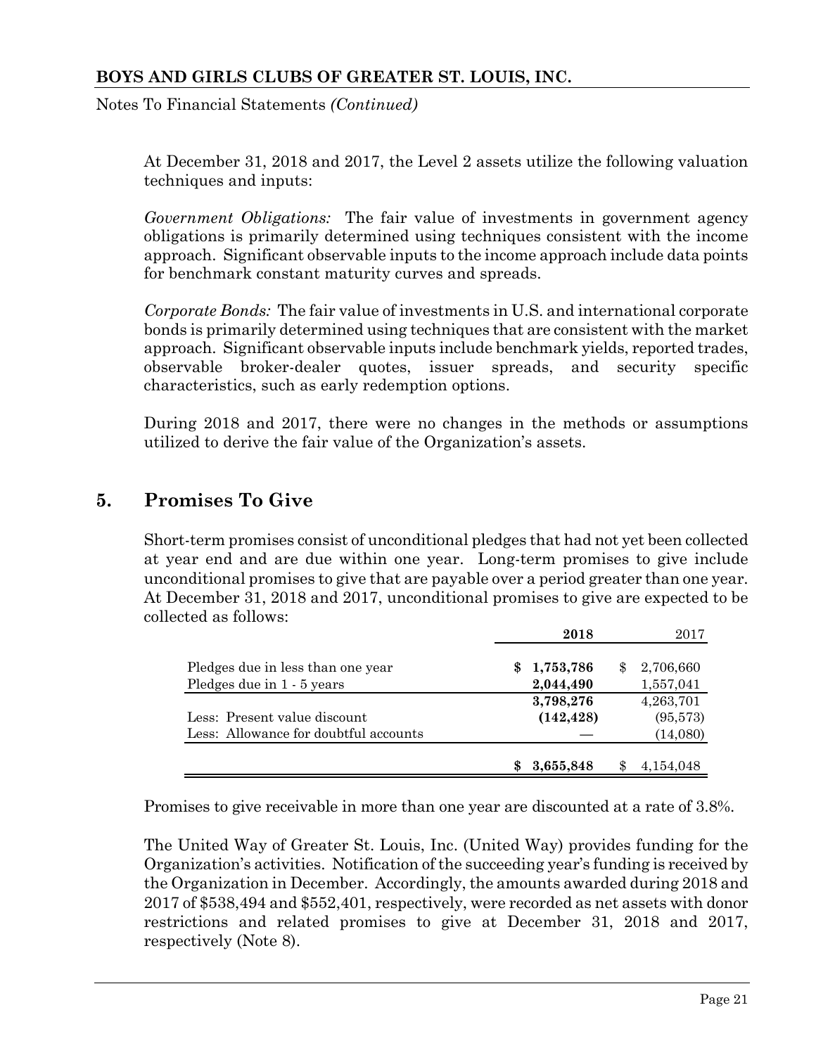At December 31, 2018 and 2017, the Level 2 assets utilize the following valuation techniques and inputs:

*Government Obligations:* The fair value of investments in government agency obligations is primarily determined using techniques consistent with the income approach. Significant observable inputs to the income approach include data points for benchmark constant maturity curves and spreads.

*Corporate Bonds:* The fair value of investments in U.S. and international corporate bonds is primarily determined using techniques that are consistent with the market approach. Significant observable inputs include benchmark yields, reported trades, observable broker-dealer quotes, issuer spreads, and security specific characteristics, such as early redemption options.

During 2018 and 2017, there were no changes in the methods or assumptions utilized to derive the fair value of the Organization's assets.

## 5. Promises To Give

Short-term promises consist of unconditional pledges that had not yet been collected at year end and are due within one year. Long-term promises to give include unconditional promises to give that are payable over a period greater than one year. At December 31, 2018 and 2017, unconditional promises to give are expected to be collected as follows:

| | **2018** | 2017 |
|---|---|---|
| Pledges due in less than one year | **$ 1,753,786** | $ 2,706,660 |
| Pledges due in 1 - 5 years | **2,044,490** | 1,557,041 |
| | **3,798,276** | 4,263,701 |
| Less: Present value discount | **(142,428)** | (95,573) |
| Less: Allowance for doubtful accounts | **—** | (14,080) |
| | **$ 3,655,848** | $ 4,154,048 |

Promises to give receivable in more than one year are discounted at a rate of 3.8%.

The United Way of Greater St. Louis, Inc. (United Way) provides funding for the Organization's activities. Notification of the succeeding year's funding is received by the Organization in December. Accordingly, the amounts awarded during 2018 and 2017 of $538,494 and $552,401, respectively, were recorded as net assets with donor restrictions and related promises to give at December 31, 2018 and 2017, respectively (Note 8).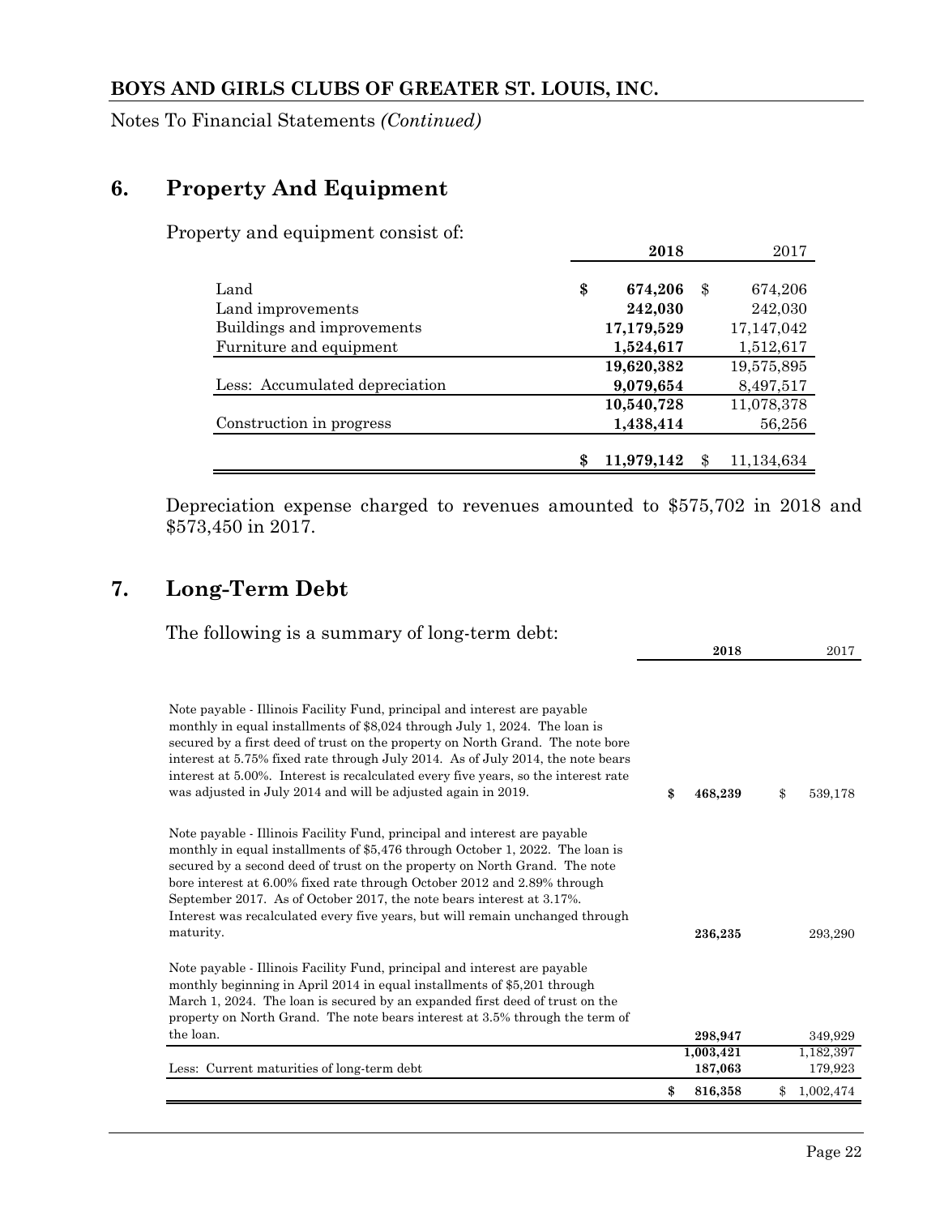BOYS AND GIRLS CLUBS OF GREATER ST. LOUIS, INC.

Notes To Financial Statements *(Continued)*

## 6. Property And Equipment

Property and equipment consist of:

| | 2018 | 2017 |
|---|---|---|
| Land | $ 674,206 | $ 674,206 |
| Land improvements | 242,030 | 242,030 |
| Buildings and improvements | 17,179,529 | 17,147,042 |
| Furniture and equipment | 1,524,617 | 1,512,617 |
| | 19,620,382 | 19,575,895 |
| Less: Accumulated depreciation | 9,079,654 | 8,497,517 |
| | 10,540,728 | 11,078,378 |
| Construction in progress | 1,438,414 | 56,256 |
| | $ 11,979,142 | $ 11,134,634 |

Depreciation expense charged to revenues amounted to $575,702 in 2018 and $573,450 in 2017.

## 7. Long-Term Debt

The following is a summary of long-term debt:

| | 2018 | 2017 |
|---|---|---|
| Note payable - Illinois Facility Fund, principal and interest are payable monthly in equal installments of $8,024 through July 1, 2024. The loan is secured by a first deed of trust on the property on North Grand. The note bore interest at 5.75% fixed rate through July 2014. As of July 2014, the note bears interest at 5.00%. Interest is recalculated every five years, so the interest rate was adjusted in July 2014 and will be adjusted again in 2019. | $ 468,239 | $ 539,178 |
| Note payable - Illinois Facility Fund, principal and interest are payable monthly in equal installments of $5,476 through October 1, 2022. The loan is secured by a second deed of trust on the property on North Grand. The note bore interest at 6.00% fixed rate through October 2012 and 2.89% through September 2017. As of October 2017, the note bears interest at 3.17%. Interest was recalculated every five years, but will remain unchanged through maturity. | 236,235 | 293,290 |
| Note payable - Illinois Facility Fund, principal and interest are payable monthly beginning in April 2014 in equal installments of $5,201 through March 1, 2024. The loan is secured by an expanded first deed of trust on the property on North Grand. The note bears interest at 3.5% through the term of the loan. | 298,947 | 349,929 |
| | 1,003,421 | 1,182,397 |
| Less: Current maturities of long-term debt | 187,063 | 179,923 |
| | $ 816,358 | $ 1,002,474 |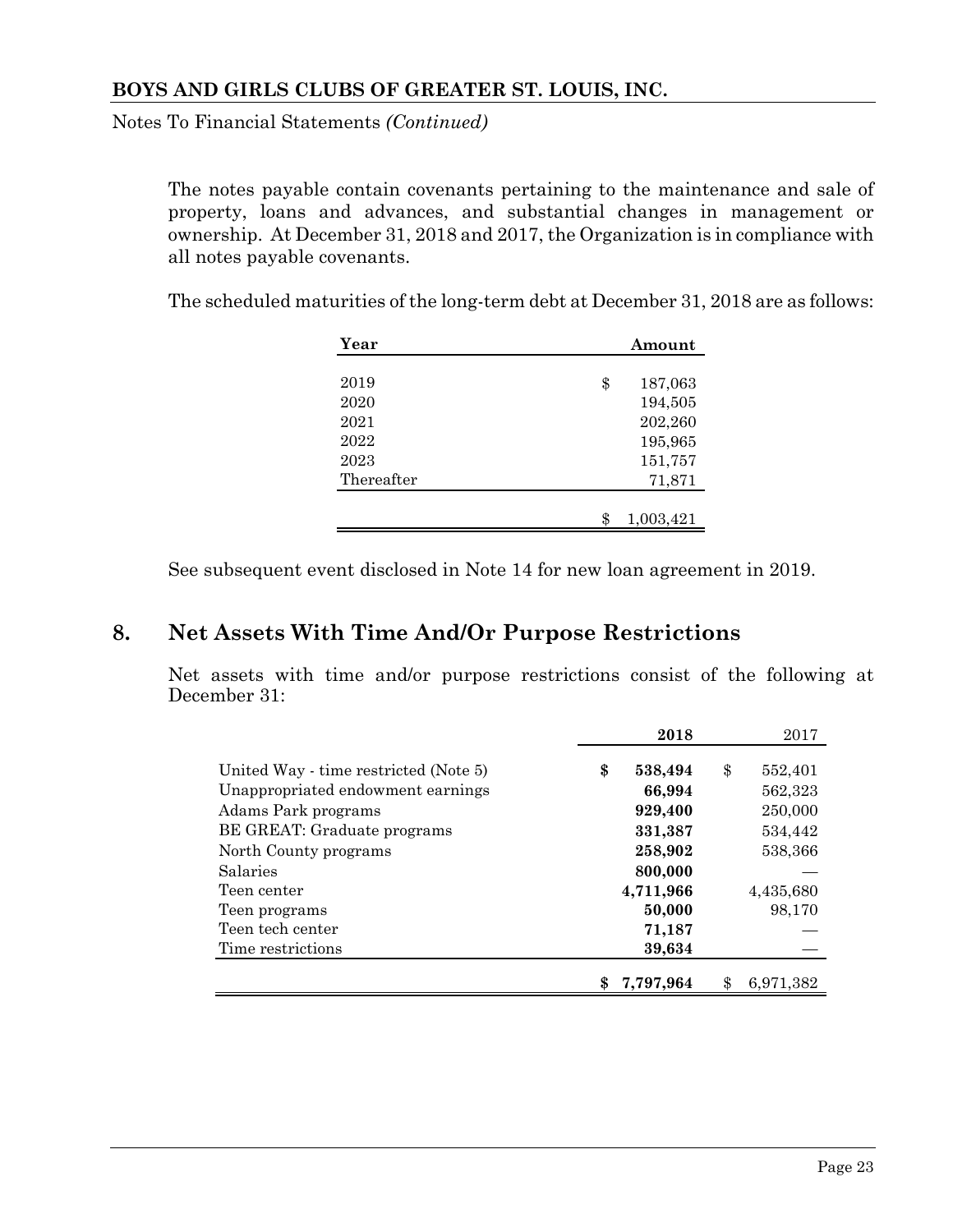The notes payable contain covenants pertaining to the maintenance and sale of property, loans and advances, and substantial changes in management or ownership. At December 31, 2018 and 2017, the Organization is in compliance with all notes payable covenants.

The scheduled maturities of the long-term debt at December 31, 2018 are as follows:

| Year | Amount |
|---|---|
| 2019 | $ 187,063 |
| 2020 | 194,505 |
| 2021 | 202,260 |
| 2022 | 195,965 |
| 2023 | 151,757 |
| Thereafter | 71,871 |
| | $ 1,003,421 |

See subsequent event disclosed in Note 14 for new loan agreement in 2019.

## 8. Net Assets With Time And/Or Purpose Restrictions

Net assets with time and/or purpose restrictions consist of the following at December 31:

| | **2018** | 2017 |
|---|---|---|
| United Way - time restricted (Note 5) | **$ 538,494** | $ 552,401 |
| Unappropriated endowment earnings | **66,994** | 562,323 |
| Adams Park programs | **929,400** | 250,000 |
| BE GREAT: Graduate programs | **331,387** | 534,442 |
| North County programs | **258,902** | 538,366 |
| Salaries | **800,000** | — |
| Teen center | **4,711,966** | 4,435,680 |
| Teen programs | **50,000** | 98,170 |
| Teen tech center | **71,187** | — |
| Time restrictions | **39,634** | — |
| | **$ 7,797,964** | $ 6,971,382 |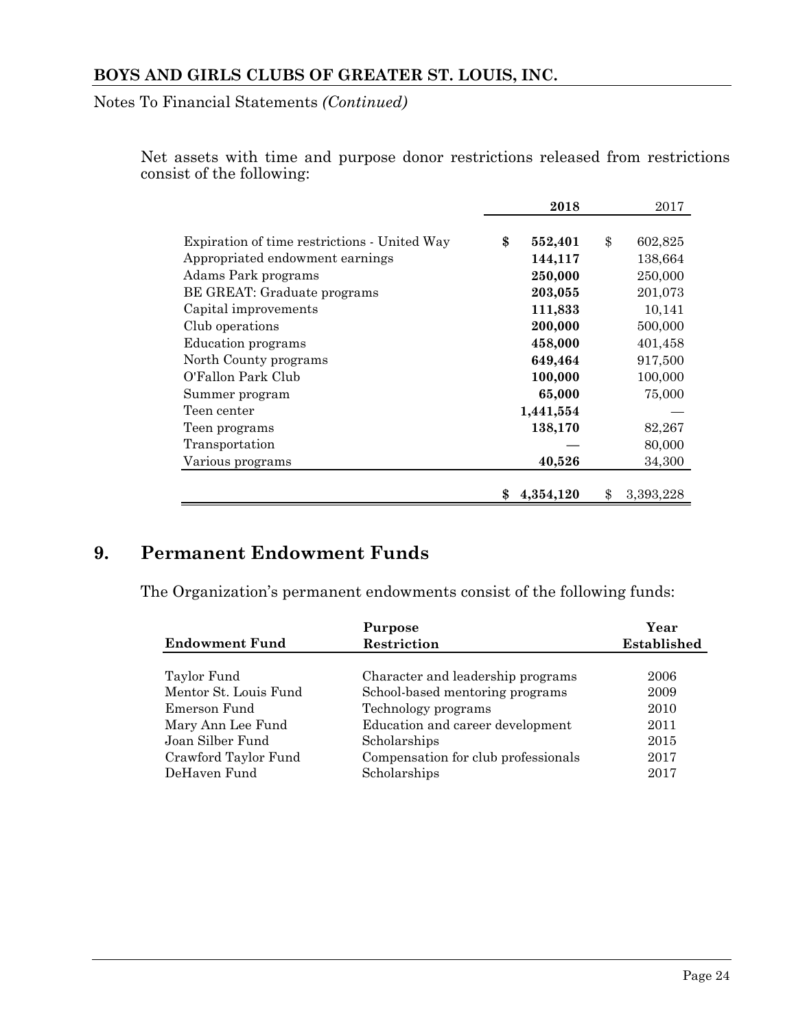Net assets with time and purpose donor restrictions released from restrictions consist of the following:

| | 2018 | 2017 |
|---|---|---|
| Expiration of time restrictions - United Way | $ 552,401 | $ 602,825 |
| Appropriated endowment earnings | 144,117 | 138,664 |
| Adams Park programs | 250,000 | 250,000 |
| BE GREAT: Graduate programs | 203,055 | 201,073 |
| Capital improvements | 111,833 | 10,141 |
| Club operations | 200,000 | 500,000 |
| Education programs | 458,000 | 401,458 |
| North County programs | 649,464 | 917,500 |
| O'Fallon Park Club | 100,000 | 100,000 |
| Summer program | 65,000 | 75,000 |
| Teen center | 1,441,554 | — |
| Teen programs | 138,170 | 82,267 |
| Transportation | — | 80,000 |
| Various programs | 40,526 | 34,300 |
| | $ 4,354,120 | $ 3,393,228 |

## 9. Permanent Endowment Funds

The Organization's permanent endowments consist of the following funds:

| Endowment Fund | Purpose Restriction | Year Established |
|---|---|---|
| Taylor Fund | Character and leadership programs | 2006 |
| Mentor St. Louis Fund | School-based mentoring programs | 2009 |
| Emerson Fund | Technology programs | 2010 |
| Mary Ann Lee Fund | Education and career development | 2011 |
| Joan Silber Fund | Scholarships | 2015 |
| Crawford Taylor Fund | Compensation for club professionals | 2017 |
| DeHaven Fund | Scholarships | 2017 |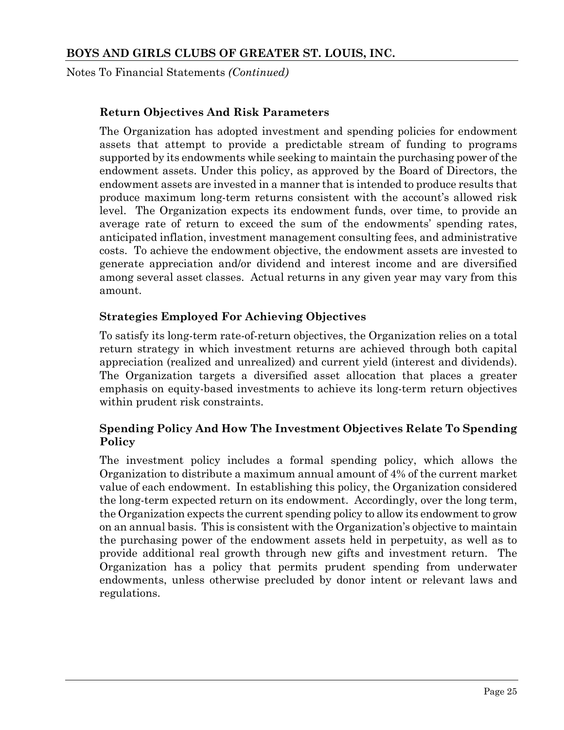### Return Objectives And Risk Parameters

The Organization has adopted investment and spending policies for endowment assets that attempt to provide a predictable stream of funding to programs supported by its endowments while seeking to maintain the purchasing power of the endowment assets. Under this policy, as approved by the Board of Directors, the endowment assets are invested in a manner that is intended to produce results that produce maximum long-term returns consistent with the account's allowed risk level. The Organization expects its endowment funds, over time, to provide an average rate of return to exceed the sum of the endowments' spending rates, anticipated inflation, investment management consulting fees, and administrative costs. To achieve the endowment objective, the endowment assets are invested to generate appreciation and/or dividend and interest income and are diversified among several asset classes. Actual returns in any given year may vary from this amount.

### Strategies Employed For Achieving Objectives

To satisfy its long-term rate-of-return objectives, the Organization relies on a total return strategy in which investment returns are achieved through both capital appreciation (realized and unrealized) and current yield (interest and dividends). The Organization targets a diversified asset allocation that places a greater emphasis on equity-based investments to achieve its long-term return objectives within prudent risk constraints.

### Spending Policy And How The Investment Objectives Relate To Spending Policy

The investment policy includes a formal spending policy, which allows the Organization to distribute a maximum annual amount of 4% of the current market value of each endowment. In establishing this policy, the Organization considered the long-term expected return on its endowment. Accordingly, over the long term, the Organization expects the current spending policy to allow its endowment to grow on an annual basis. This is consistent with the Organization's objective to maintain the purchasing power of the endowment assets held in perpetuity, as well as to provide additional real growth through new gifts and investment return. The Organization has a policy that permits prudent spending from underwater endowments, unless otherwise precluded by donor intent or relevant laws and regulations.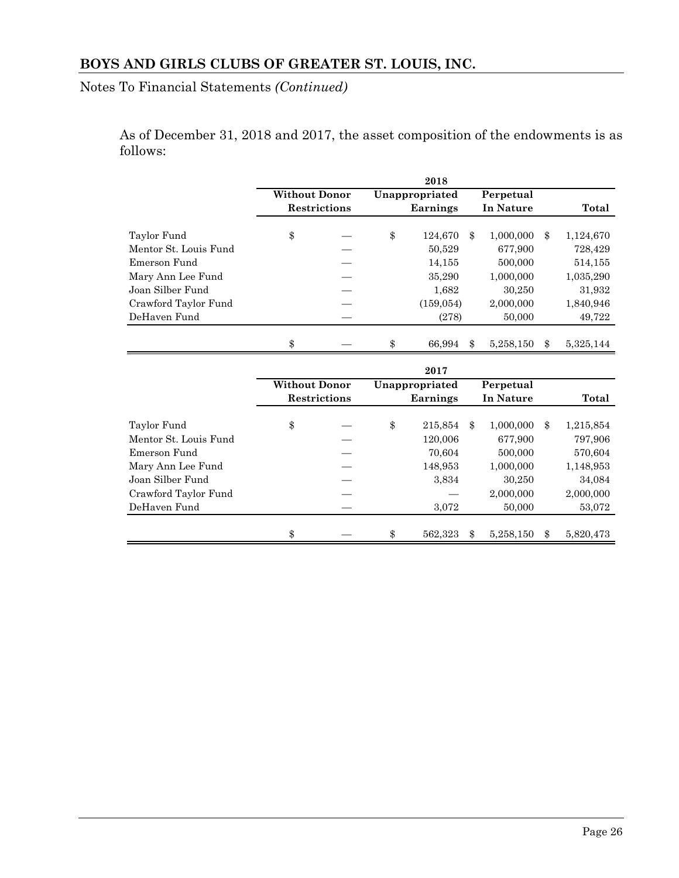# BOYS AND GIRLS CLUBS OF GREATER ST. LOUIS, INC.

Notes To Financial Statements *(Continued)*

As of December 31, 2018 and 2017, the asset composition of the endowments is as follows:

| | 2018 | | | |
|---|---|---|---|---|
| | Without Donor Restrictions | Unappropriated Earnings | Perpetual In Nature | Total |
| Taylor Fund | $ — | $ 124,670 | $ 1,000,000 | $ 1,124,670 |
| Mentor St. Louis Fund | — | 50,529 | 677,900 | 728,429 |
| Emerson Fund | — | 14,155 | 500,000 | 514,155 |
| Mary Ann Lee Fund | — | 35,290 | 1,000,000 | 1,035,290 |
| Joan Silber Fund | — | 1,682 | 30,250 | 31,932 |
| Crawford Taylor Fund | — | (159,054) | 2,000,000 | 1,840,946 |
| DeHaven Fund | — | (278) | 50,000 | 49,722 |
| | $ — | $ 66,994 | $ 5,258,150 | $ 5,325,144 |

| | 2017 | | | |
|---|---|---|---|---|
| | Without Donor Restrictions | Unappropriated Earnings | Perpetual In Nature | Total |
| Taylor Fund | $ — | $ 215,854 | $ 1,000,000 | $ 1,215,854 |
| Mentor St. Louis Fund | — | 120,006 | 677,900 | 797,906 |
| Emerson Fund | — | 70,604 | 500,000 | 570,604 |
| Mary Ann Lee Fund | — | 148,953 | 1,000,000 | 1,148,953 |
| Joan Silber Fund | — | 3,834 | 30,250 | 34,084 |
| Crawford Taylor Fund | — | — | 2,000,000 | 2,000,000 |
| DeHaven Fund | — | 3,072 | 50,000 | 53,072 |
| | $ — | $ 562,323 | $ 5,258,150 | $ 5,820,473 |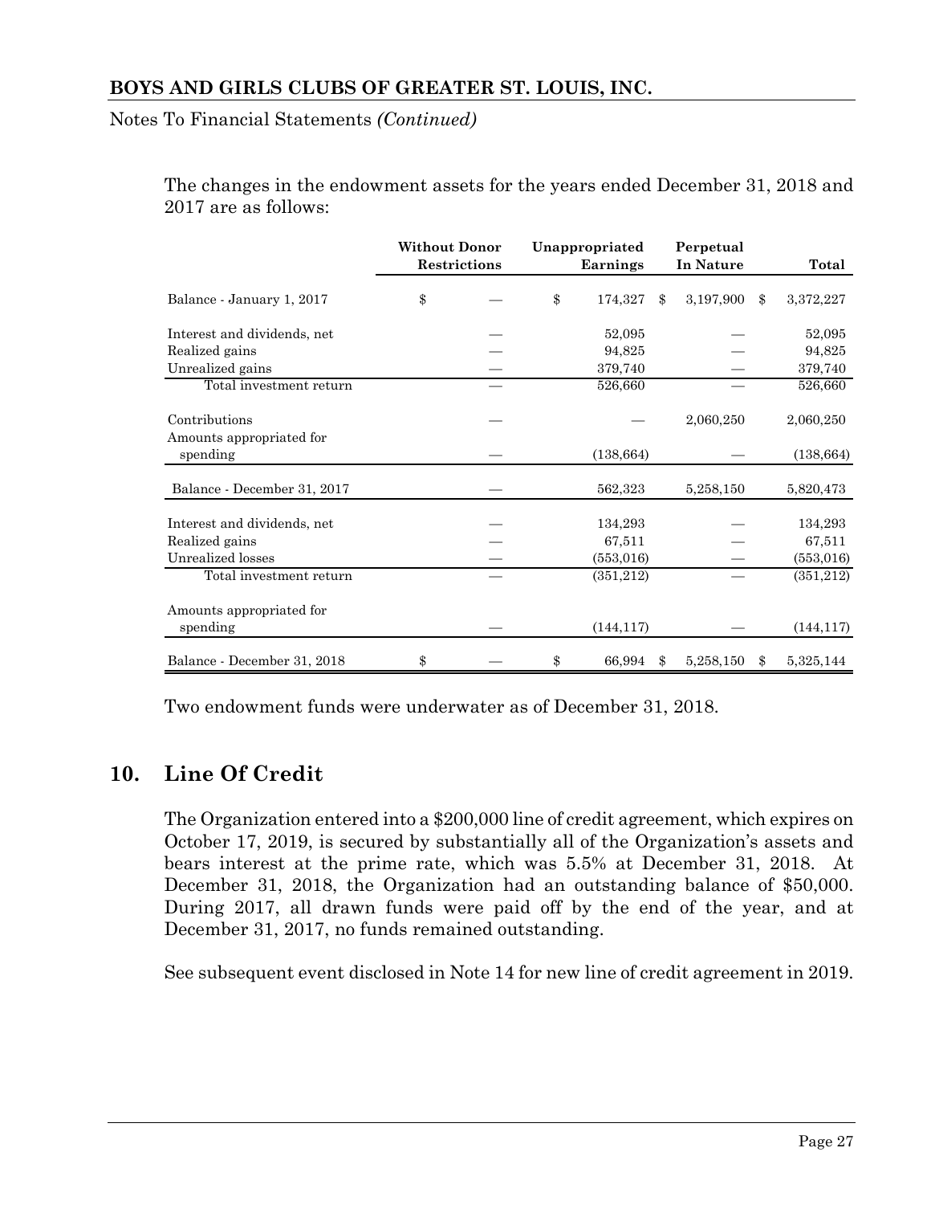The changes in the endowment assets for the years ended December 31, 2018 and 2017 are as follows:

| | Without Donor Restrictions | Unappropriated Earnings | Perpetual In Nature | Total |
|---|---|---|---|---|
| Balance - January 1, 2017 | $ — | $ 174,327 | $ 3,197,900 | $ 3,372,227 |
| Interest and dividends, net | — | 52,095 | — | 52,095 |
| Realized gains | — | 94,825 | — | 94,825 |
| Unrealized gains | — | 379,740 | — | 379,740 |
| Total investment return | — | 526,660 | — | 526,660 |
| Contributions | — | — | 2,060,250 | 2,060,250 |
| Amounts appropriated for spending | — | (138,664) | — | (138,664) |
| Balance - December 31, 2017 | — | 562,323 | 5,258,150 | 5,820,473 |
| Interest and dividends, net | — | 134,293 | — | 134,293 |
| Realized gains | — | 67,511 | — | 67,511 |
| Unrealized losses | — | (553,016) | — | (553,016) |
| Total investment return | — | (351,212) | — | (351,212) |
| Amounts appropriated for spending | — | (144,117) | — | (144,117) |
| Balance - December 31, 2018 | $ — | $ 66,994 | $ 5,258,150 | $ 5,325,144 |

Two endowment funds were underwater as of December 31, 2018.

## 10. Line Of Credit

The Organization entered into a $200,000 line of credit agreement, which expires on October 17, 2019, is secured by substantially all of the Organization's assets and bears interest at the prime rate, which was 5.5% at December 31, 2018. At December 31, 2018, the Organization had an outstanding balance of $50,000. During 2017, all drawn funds were paid off by the end of the year, and at December 31, 2017, no funds remained outstanding.

See subsequent event disclosed in Note 14 for new line of credit agreement in 2019.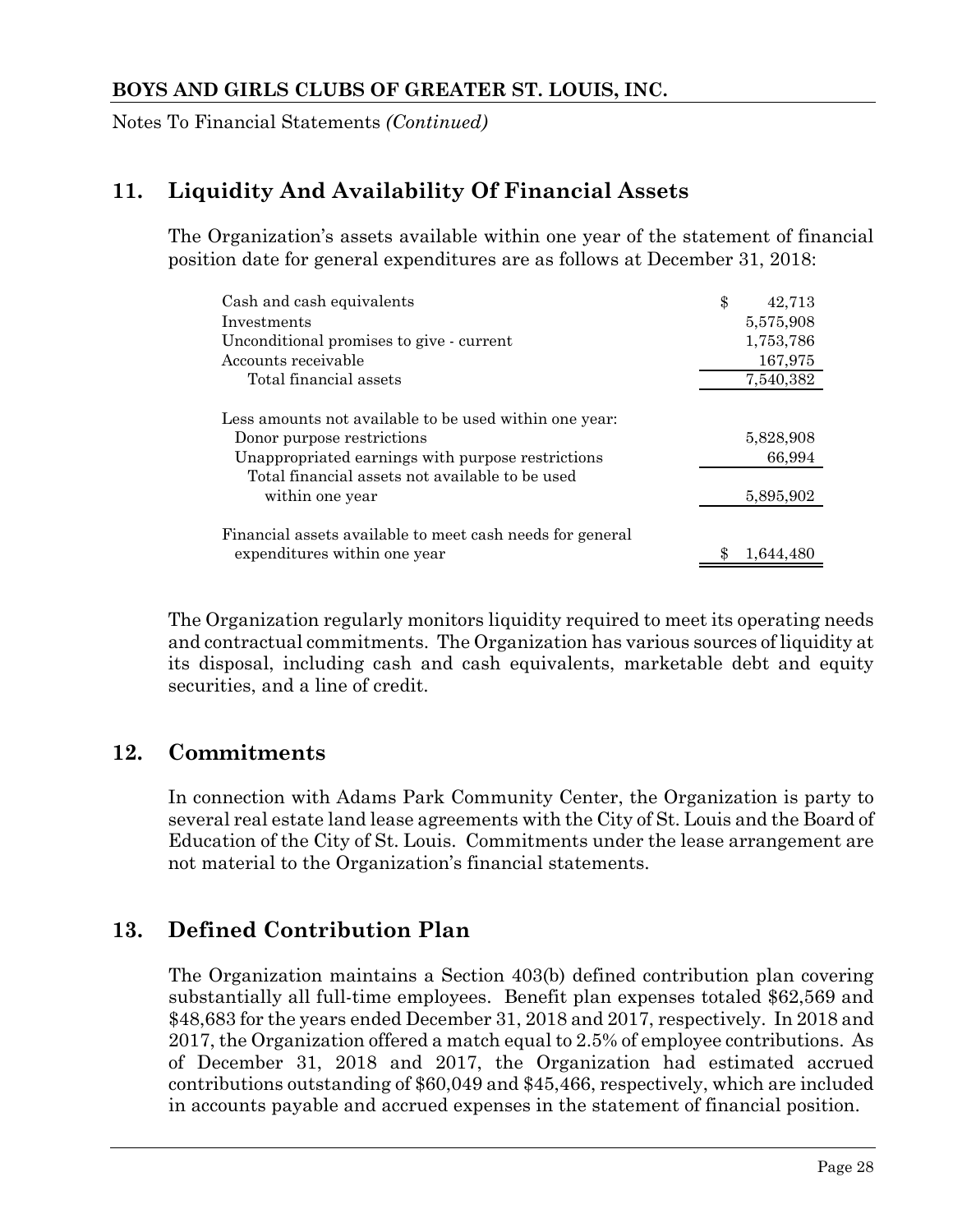## 11. Liquidity And Availability Of Financial Assets

The Organization's assets available within one year of the statement of financial position date for general expenditures are as follows at December 31, 2018:

| | |
|---|---|
| Cash and cash equivalents | $ 42,713 |
| Investments | 5,575,908 |
| Unconditional promises to give - current | 1,753,786 |
| Accounts receivable | 167,975 |
| Total financial assets | 7,540,382 |
| Less amounts not available to be used within one year: | |
| Donor purpose restrictions | 5,828,908 |
| Unappropriated earnings with purpose restrictions | 66,994 |
| Total financial assets not available to be used within one year | 5,895,902 |
| Financial assets available to meet cash needs for general expenditures within one year | $ 1,644,480 |

The Organization regularly monitors liquidity required to meet its operating needs and contractual commitments. The Organization has various sources of liquidity at its disposal, including cash and cash equivalents, marketable debt and equity securities, and a line of credit.

## 12. Commitments

In connection with Adams Park Community Center, the Organization is party to several real estate land lease agreements with the City of St. Louis and the Board of Education of the City of St. Louis. Commitments under the lease arrangement are not material to the Organization's financial statements.

## 13. Defined Contribution Plan

The Organization maintains a Section 403(b) defined contribution plan covering substantially all full-time employees. Benefit plan expenses totaled $62,569 and $48,683 for the years ended December 31, 2018 and 2017, respectively. In 2018 and 2017, the Organization offered a match equal to 2.5% of employee contributions. As of December 31, 2018 and 2017, the Organization had estimated accrued contributions outstanding of $60,049 and $45,466, respectively, which are included in accounts payable and accrued expenses in the statement of financial position.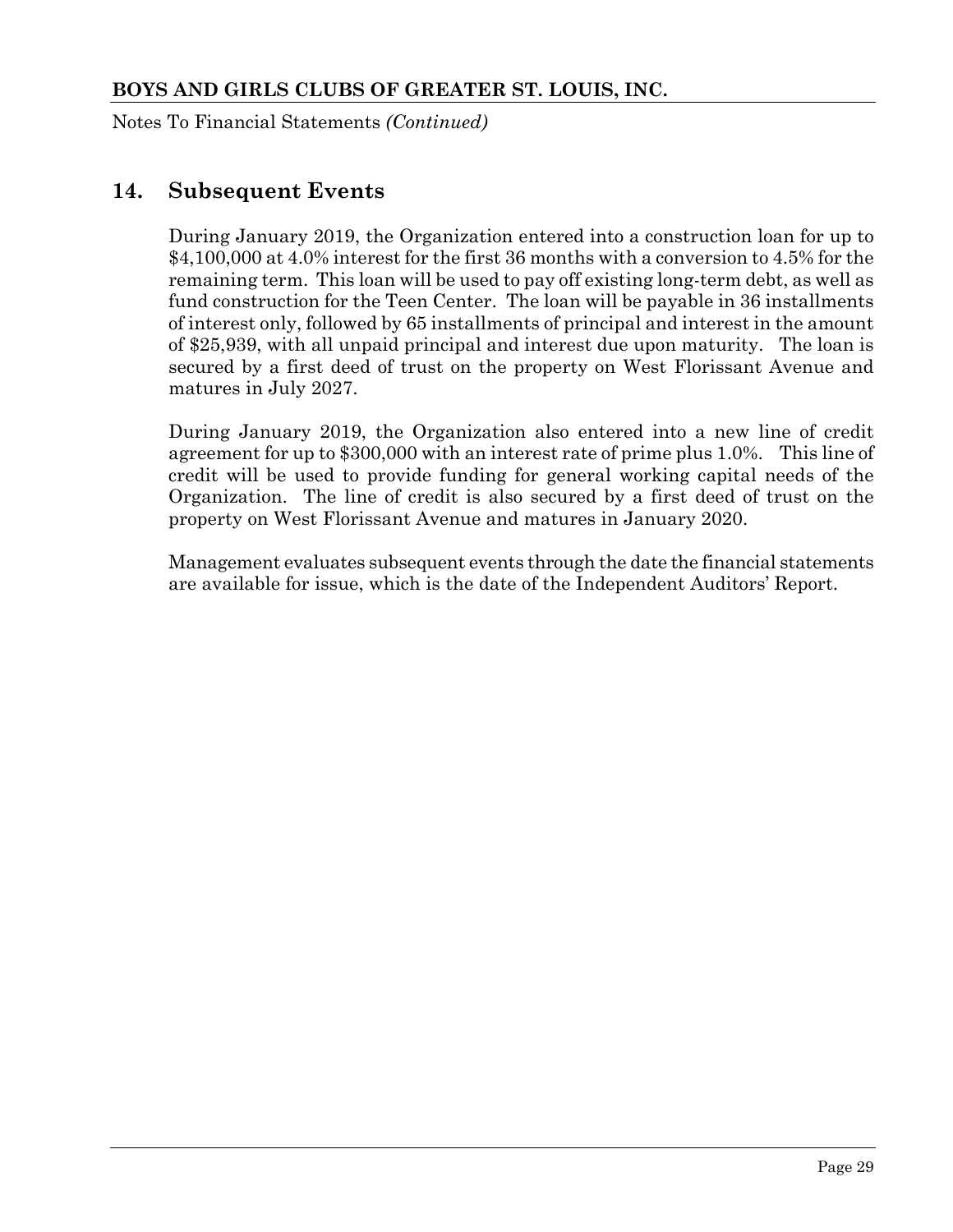## 14. Subsequent Events

During January 2019, the Organization entered into a construction loan for up to $4,100,000 at 4.0% interest for the first 36 months with a conversion to 4.5% for the remaining term. This loan will be used to pay off existing long-term debt, as well as fund construction for the Teen Center. The loan will be payable in 36 installments of interest only, followed by 65 installments of principal and interest in the amount of $25,939, with all unpaid principal and interest due upon maturity. The loan is secured by a first deed of trust on the property on West Florissant Avenue and matures in July 2027.

During January 2019, the Organization also entered into a new line of credit agreement for up to $300,000 with an interest rate of prime plus 1.0%. This line of credit will be used to provide funding for general working capital needs of the Organization. The line of credit is also secured by a first deed of trust on the property on West Florissant Avenue and matures in January 2020.

Management evaluates subsequent events through the date the financial statements are available for issue, which is the date of the Independent Auditors' Report.